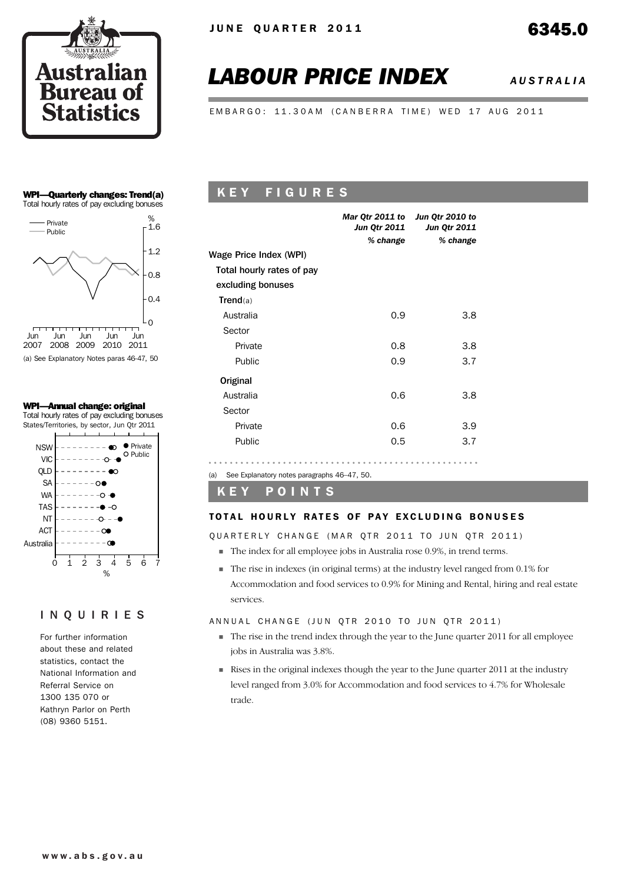JUNE QUARTER 2011

6345.0

# LABOUR PRICE INDEX

*AUSTRALIA*

EMBARGO: 11.30AM (CANBERRA TIME) WED 17 AUG 2011

**WPI—Quarterly changes: Trend(a)**
Total hourly rates of pay excluding bonuses

(a) See Explanatory Notes paras 46-47, 50

**WPI—Annual change: original**
Total hourly rates of pay excluding bonuses
States/Territories, by sector, Jun Qtr 2011

## INQUIRIES

For further information about these and related statistics, contact the National Information and Referral Service on 1300 135 070 or Kathryn Parlor on Perth (08) 9360 5151.

## KEY FIGURES

| | Mar Qtr 2011 to Jun Qtr 2011 | Jun Qtr 2010 to Jun Qtr 2011 |
|---|---|---|
| | % change | % change |
| Wage Price Index (WPI) | | |
| Total hourly rates of pay excluding bonuses | | |
| **Trend**(a) | | |
| Australia | 0.9 | 3.8 |
| Sector | | |
| Private | 0.8 | 3.8 |
| Public | 0.9 | 3.7 |
| **Original** | | |
| Australia | 0.6 | 3.8 |
| Sector | | |
| Private | 0.6 | 3.9 |
| Public | 0.5 | 3.7 |

(a) See Explanatory notes paragraphs 46–47, 50.

## KEY POINTS

### TOTAL HOURLY RATES OF PAY EXCLUDING BONUSES

QUARTERLY CHANGE (MAR QTR 2011 TO JUN QTR 2011)

- The index for all employee jobs in Australia rose 0.9%, in trend terms.
- The rise in indexes (in original terms) at the industry level ranged from 0.1% for Accommodation and food services to 0.9% for Mining and Rental, hiring and real estate services.

ANNUAL CHANGE (JUN QTR 2010 TO JUN QTR 2011)

- The rise in the trend index through the year to the June quarter 2011 for all employee jobs in Australia was 3.8%.
- Rises in the original indexes though the year to the June quarter 2011 at the industry level ranged from 3.0% for Accommodation and food services to 4.7% for Wholesale trade.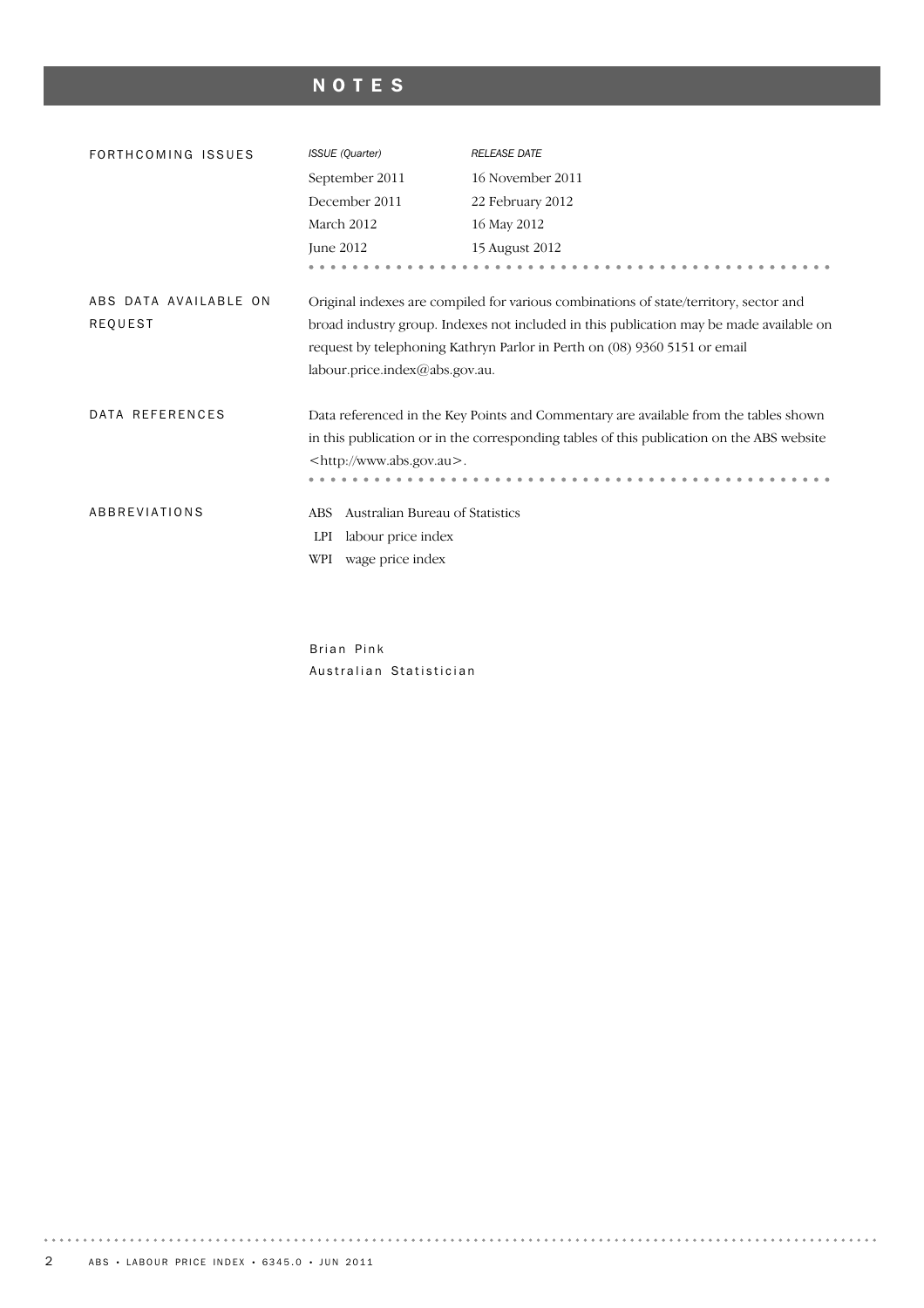# NOTES

## FORTHCOMING ISSUES

| *ISSUE (Quarter)* | *RELEASE DATE* |
| --- | --- |
| September 2011 | 16 November 2011 |
| December 2011 | 22 February 2012 |
| March 2012 | 16 May 2012 |
| June 2012 | 15 August 2012 |

## ABS DATA AVAILABLE ON REQUEST

Original indexes are compiled for various combinations of state/territory, sector and broad industry group. Indexes not included in this publication may be made available on request by telephoning Kathryn Parlor in Perth on (08) 9360 5151 or email labour.price.index@abs.gov.au.

## DATA REFERENCES

Data referenced in the Key Points and Commentary are available from the tables shown in this publication or in the corresponding tables of this publication on the ABS website <http://www.abs.gov.au>.

## ABBREVIATIONS

- ABS Australian Bureau of Statistics
- LPI labour price index
- WPI wage price index

Brian Pink
Australian Statistician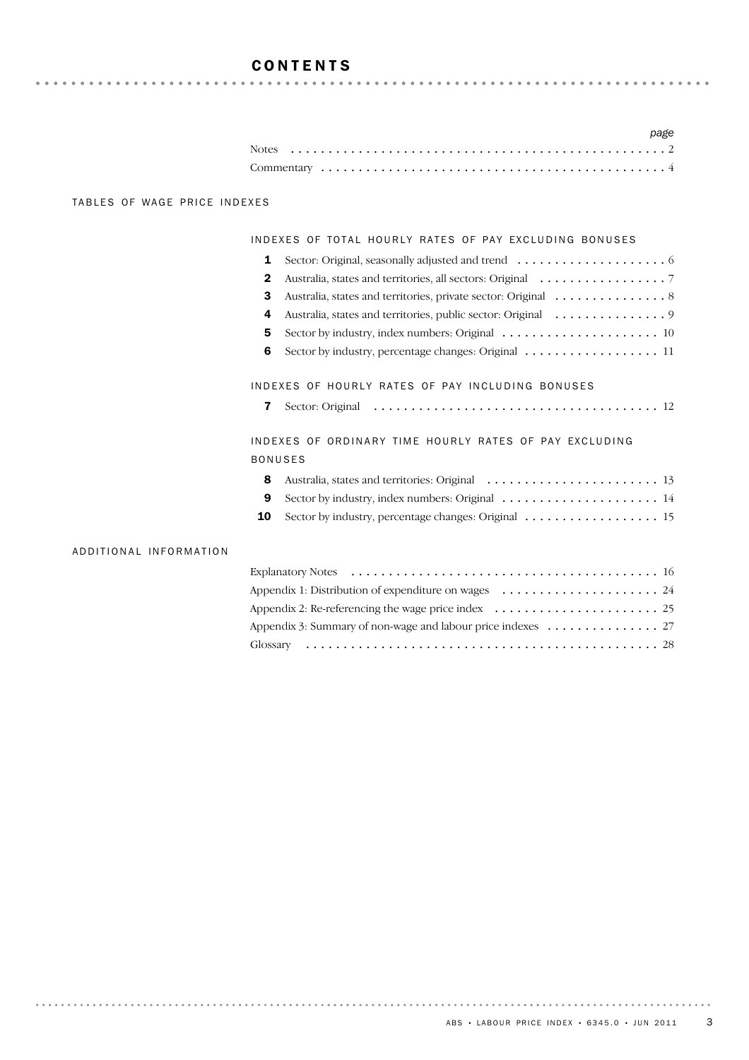# CONTENTS

| | page |
|---|---|
| Notes | 2 |
| Commentary | 4 |

## TABLES OF WAGE PRICE INDEXES

### INDEXES OF TOTAL HOURLY RATES OF PAY EXCLUDING BONUSES

| | | |
|---|---|---|
| **1** | Sector: Original, seasonally adjusted and trend | 6 |
| **2** | Australia, states and territories, all sectors: Original | 7 |
| **3** | Australia, states and territories, private sector: Original | 8 |
| **4** | Australia, states and territories, public sector: Original | 9 |
| **5** | Sector by industry, index numbers: Original | 10 |
| **6** | Sector by industry, percentage changes: Original | 11 |

### INDEXES OF HOURLY RATES OF PAY INCLUDING BONUSES

| | | |
|---|---|---|
| **7** | Sector: Original | 12 |

### INDEXES OF ORDINARY TIME HOURLY RATES OF PAY EXCLUDING BONUSES

| | | |
|---|---|---|
| **8** | Australia, states and territories: Original | 13 |
| **9** | Sector by industry, index numbers: Original | 14 |
| **10** | Sector by industry, percentage changes: Original | 15 |

## ADDITIONAL INFORMATION

| | |
|---|---|
| Explanatory Notes | 16 |
| Appendix 1: Distribution of expenditure on wages | 24 |
| Appendix 2: Re-referencing the wage price index | 25 |
| Appendix 3: Summary of non-wage and labour price indexes | 27 |
| Glossary | 28 |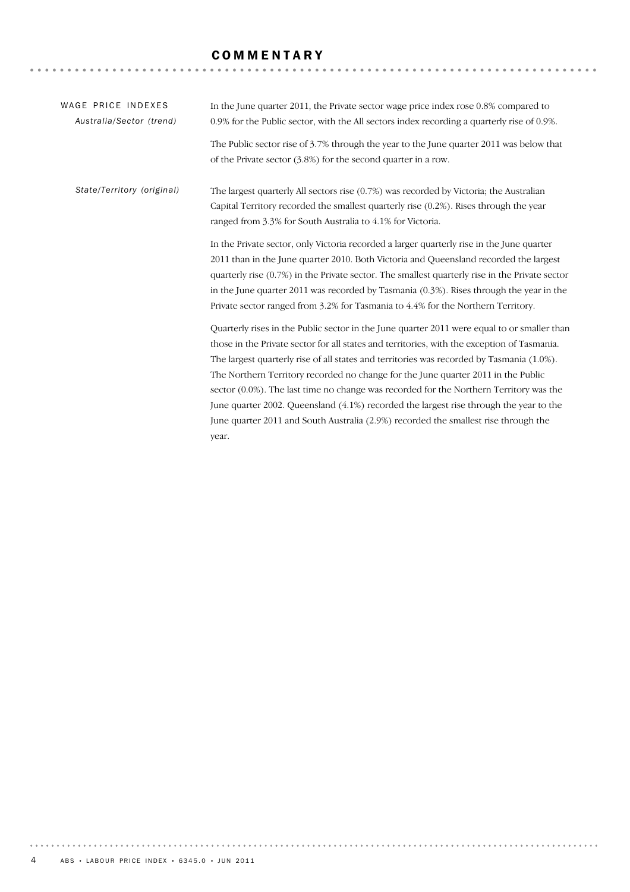# COMMENTARY

## WAGE PRICE INDEXES

### *Australia/Sector (trend)*

In the June quarter 2011, the Private sector wage price index rose 0.8% compared to 0.9% for the Public sector, with the All sectors index recording a quarterly rise of 0.9%.

The Public sector rise of 3.7% through the year to the June quarter 2011 was below that of the Private sector (3.8%) for the second quarter in a row.

### *State/Territory (original)*

The largest quarterly All sectors rise (0.7%) was recorded by Victoria; the Australian Capital Territory recorded the smallest quarterly rise (0.2%). Rises through the year ranged from 3.3% for South Australia to 4.1% for Victoria.

In the Private sector, only Victoria recorded a larger quarterly rise in the June quarter 2011 than in the June quarter 2010. Both Victoria and Queensland recorded the largest quarterly rise (0.7%) in the Private sector. The smallest quarterly rise in the Private sector in the June quarter 2011 was recorded by Tasmania (0.3%). Rises through the year in the Private sector ranged from 3.2% for Tasmania to 4.4% for the Northern Territory.

Quarterly rises in the Public sector in the June quarter 2011 were equal to or smaller than those in the Private sector for all states and territories, with the exception of Tasmania. The largest quarterly rise of all states and territories was recorded by Tasmania (1.0%). The Northern Territory recorded no change for the June quarter 2011 in the Public sector (0.0%). The last time no change was recorded for the Northern Territory was the June quarter 2002. Queensland (4.1%) recorded the largest rise through the year to the June quarter 2011 and South Australia (2.9%) recorded the smallest rise through the year.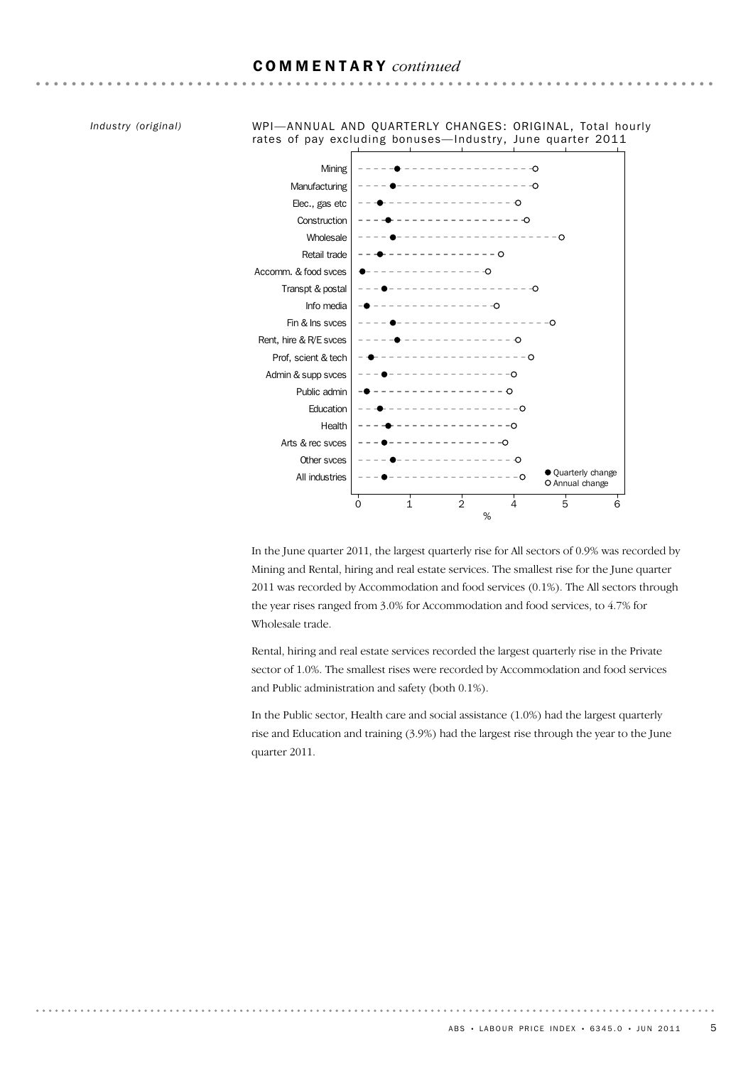## COMMENTARY *continued*

*Industry (original)*

WPI—ANNUAL AND QUARTERLY CHANGES: ORIGINAL, Total hourly rates of pay excluding bonuses—Industry, June quarter 2011

In the June quarter 2011, the largest quarterly rise for All sectors of 0.9% was recorded by Mining and Rental, hiring and real estate services. The smallest rise for the June quarter 2011 was recorded by Accommodation and food services (0.1%). The All sectors through the year rises ranged from 3.0% for Accommodation and food services, to 4.7% for Wholesale trade.

Rental, hiring and real estate services recorded the largest quarterly rise in the Private sector of 1.0%. The smallest rises were recorded by Accommodation and food services and Public administration and safety (both 0.1%).

In the Public sector, Health care and social assistance (1.0%) had the largest quarterly rise and Education and training (3.9%) had the largest rise through the year to the June quarter 2011.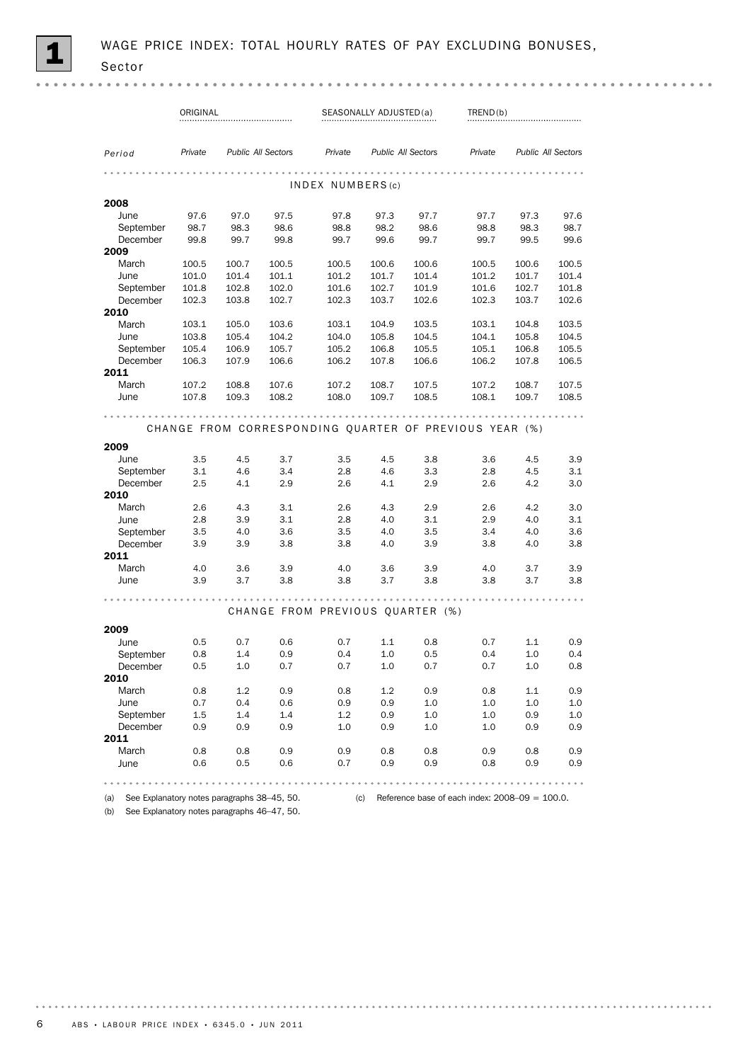# 1 WAGE PRICE INDEX: TOTAL HOURLY RATES OF PAY EXCLUDING BONUSES, Sector

| | ORIGINAL | | | SEASONALLY ADJUSTED(a) | | | TREND(b) | | |
|---|---|---|---|---|---|---|---|---|---|
| *Period* | *Private* | *Public* | *All Sectors* | *Private* | *Public* | *All Sectors* | *Private* | *Public* | *All Sectors* |
| **INDEX NUMBERS(c)** | | | | | | | | | |
| **2008** | | | | | | | | | |
| June | 97.6 | 97.0 | 97.5 | 97.8 | 97.3 | 97.7 | 97.7 | 97.3 | 97.6 |
| September | 98.7 | 98.3 | 98.6 | 98.8 | 98.2 | 98.6 | 98.8 | 98.3 | 98.7 |
| December | 99.8 | 99.7 | 99.8 | 99.7 | 99.6 | 99.7 | 99.7 | 99.5 | 99.6 |
| **2009** | | | | | | | | | |
| March | 100.5 | 100.7 | 100.5 | 100.5 | 100.6 | 100.6 | 100.5 | 100.6 | 100.5 |
| June | 101.0 | 101.4 | 101.1 | 101.2 | 101.7 | 101.4 | 101.2 | 101.7 | 101.4 |
| September | 101.8 | 102.8 | 102.0 | 101.6 | 102.7 | 101.9 | 101.6 | 102.7 | 101.8 |
| December | 102.3 | 103.8 | 102.7 | 102.3 | 103.7 | 102.6 | 102.3 | 103.7 | 102.6 |
| **2010** | | | | | | | | | |
| March | 103.1 | 105.0 | 103.6 | 103.1 | 104.9 | 103.5 | 103.1 | 104.8 | 103.5 |
| June | 103.8 | 105.4 | 104.2 | 104.0 | 105.8 | 104.5 | 104.1 | 105.8 | 104.5 |
| September | 105.4 | 106.9 | 105.7 | 105.2 | 106.8 | 105.5 | 105.1 | 106.8 | 105.5 |
| December | 106.3 | 107.9 | 106.6 | 106.2 | 107.8 | 106.6 | 106.2 | 107.8 | 106.5 |
| **2011** | | | | | | | | | |
| March | 107.2 | 108.8 | 107.6 | 107.2 | 108.7 | 107.5 | 107.2 | 108.7 | 107.5 |
| June | 107.8 | 109.3 | 108.2 | 108.0 | 109.7 | 108.5 | 108.1 | 109.7 | 108.5 |
| **CHANGE FROM CORRESPONDING QUARTER OF PREVIOUS YEAR (%)** | | | | | | | | | |
| **2009** | | | | | | | | | |
| June | 3.5 | 4.5 | 3.7 | 3.5 | 4.5 | 3.8 | 3.6 | 4.5 | 3.9 |
| September | 3.1 | 4.6 | 3.4 | 2.8 | 4.6 | 3.3 | 2.8 | 4.5 | 3.1 |
| December | 2.5 | 4.1 | 2.9 | 2.6 | 4.1 | 2.9 | 2.6 | 4.2 | 3.0 |
| **2010** | | | | | | | | | |
| March | 2.6 | 4.3 | 3.1 | 2.6 | 4.3 | 2.9 | 2.6 | 4.2 | 3.0 |
| June | 2.8 | 3.9 | 3.1 | 2.8 | 4.0 | 3.1 | 2.9 | 4.0 | 3.1 |
| September | 3.5 | 4.0 | 3.6 | 3.5 | 4.0 | 3.5 | 3.4 | 4.0 | 3.6 |
| December | 3.9 | 3.9 | 3.8 | 3.8 | 4.0 | 3.9 | 3.8 | 4.0 | 3.8 |
| **2011** | | | | | | | | | |
| March | 4.0 | 3.6 | 3.9 | 4.0 | 3.6 | 3.9 | 4.0 | 3.7 | 3.9 |
| June | 3.9 | 3.7 | 3.8 | 3.8 | 3.7 | 3.8 | 3.8 | 3.7 | 3.8 |
| **CHANGE FROM PREVIOUS QUARTER (%)** | | | | | | | | | |
| **2009** | | | | | | | | | |
| June | 0.5 | 0.7 | 0.6 | 0.7 | 1.1 | 0.8 | 0.7 | 1.1 | 0.9 |
| September | 0.8 | 1.4 | 0.9 | 0.4 | 1.0 | 0.5 | 0.4 | 1.0 | 0.4 |
| December | 0.5 | 1.0 | 0.7 | 0.7 | 1.0 | 0.7 | 0.7 | 1.0 | 0.8 |
| **2010** | | | | | | | | | |
| March | 0.8 | 1.2 | 0.9 | 0.8 | 1.2 | 0.9 | 0.8 | 1.1 | 0.9 |
| June | 0.7 | 0.4 | 0.6 | 0.9 | 0.9 | 1.0 | 1.0 | 1.0 | 1.0 |
| September | 1.5 | 1.4 | 1.4 | 1.2 | 0.9 | 1.0 | 1.0 | 0.9 | 1.0 |
| December | 0.9 | 0.9 | 0.9 | 1.0 | 0.9 | 1.0 | 1.0 | 0.9 | 0.9 |
| **2011** | | | | | | | | | |
| March | 0.8 | 0.8 | 0.9 | 0.9 | 0.8 | 0.8 | 0.9 | 0.8 | 0.9 |
| June | 0.6 | 0.5 | 0.6 | 0.7 | 0.9 | 0.9 | 0.8 | 0.9 | 0.9 |

(a) See Explanatory notes paragraphs 38–45, 50.

(b) See Explanatory notes paragraphs 46–47, 50.

(c) Reference base of each index: 2008–09 = 100.0.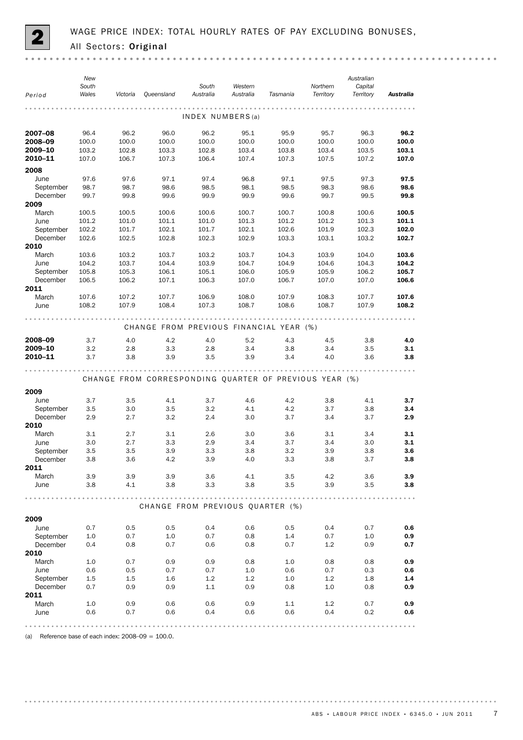# 2 WAGE PRICE INDEX: TOTAL HOURLY RATES OF PAY EXCLUDING BONUSES, All Sectors: Original

| Period | New South Wales | Victoria | Queensland | South Australia | Western Australia | Tasmania | Northern Territory | Australian Capital Territory | **Australia** |
|---|---|---|---|---|---|---|---|---|---|
| INDEX NUMBERS(a) | | | | | | | | | |
| **2007–08** | 96.4 | 96.2 | 96.0 | 96.2 | 95.1 | 95.9 | 95.7 | 96.3 | **96.2** |
| **2008–09** | 100.0 | 100.0 | 100.0 | 100.0 | 100.0 | 100.0 | 100.0 | 100.0 | **100.0** |
| **2009–10** | 103.2 | 102.8 | 103.3 | 102.8 | 103.4 | 103.8 | 103.4 | 103.5 | **103.1** |
| **2010–11** | 107.0 | 106.7 | 107.3 | 106.4 | 107.4 | 107.3 | 107.5 | 107.2 | **107.0** |
| **2008** | | | | | | | | | |
| June | 97.6 | 97.6 | 97.1 | 97.4 | 96.8 | 97.1 | 97.5 | 97.3 | **97.5** |
| September | 98.7 | 98.7 | 98.6 | 98.5 | 98.1 | 98.5 | 98.3 | 98.6 | **98.6** |
| December | 99.7 | 99.8 | 99.6 | 99.9 | 99.9 | 99.6 | 99.7 | 99.5 | **99.8** |
| **2009** | | | | | | | | | |
| March | 100.5 | 100.5 | 100.6 | 100.6 | 100.7 | 100.7 | 100.8 | 100.6 | **100.5** |
| June | 101.2 | 101.0 | 101.1 | 101.0 | 101.3 | 101.2 | 101.2 | 101.3 | **101.1** |
| September | 102.2 | 101.7 | 102.1 | 101.7 | 102.1 | 102.6 | 101.9 | 102.3 | **102.0** |
| December | 102.6 | 102.5 | 102.8 | 102.3 | 102.9 | 103.3 | 103.1 | 103.2 | **102.7** |
| **2010** | | | | | | | | | |
| March | 103.6 | 103.2 | 103.7 | 103.2 | 103.7 | 104.3 | 103.9 | 104.0 | **103.6** |
| June | 104.2 | 103.7 | 104.4 | 103.9 | 104.7 | 104.9 | 104.6 | 104.3 | **104.2** |
| September | 105.8 | 105.3 | 106.1 | 105.1 | 106.0 | 105.9 | 105.9 | 106.2 | **105.7** |
| December | 106.5 | 106.2 | 107.1 | 106.3 | 107.0 | 106.7 | 107.0 | 107.0 | **106.6** |
| **2011** | | | | | | | | | |
| March | 107.6 | 107.2 | 107.7 | 106.9 | 108.0 | 107.9 | 108.3 | 107.7 | **107.6** |
| June | 108.2 | 107.9 | 108.4 | 107.3 | 108.7 | 108.6 | 108.7 | 107.9 | **108.2** |
| CHANGE FROM PREVIOUS FINANCIAL YEAR (%) | | | | | | | | | |
| **2008–09** | 3.7 | 4.0 | 4.2 | 4.0 | 5.2 | 4.3 | 4.5 | 3.8 | **4.0** |
| **2009–10** | 3.2 | 2.8 | 3.3 | 2.8 | 3.4 | 3.8 | 3.4 | 3.5 | **3.1** |
| **2010–11** | 3.7 | 3.8 | 3.9 | 3.5 | 3.9 | 3.4 | 4.0 | 3.6 | **3.8** |
| CHANGE FROM CORRESPONDING QUARTER OF PREVIOUS YEAR (%) | | | | | | | | | |
| **2009** | | | | | | | | | |
| June | 3.7 | 3.5 | 4.1 | 3.7 | 4.6 | 4.2 | 3.8 | 4.1 | **3.7** |
| September | 3.5 | 3.0 | 3.5 | 3.2 | 4.1 | 4.2 | 3.7 | 3.8 | **3.4** |
| December | 2.9 | 2.7 | 3.2 | 2.4 | 3.0 | 3.7 | 3.4 | 3.7 | **2.9** |
| **2010** | | | | | | | | | |
| March | 3.1 | 2.7 | 3.1 | 2.6 | 3.0 | 3.6 | 3.1 | 3.4 | **3.1** |
| June | 3.0 | 2.7 | 3.3 | 2.9 | 3.4 | 3.7 | 3.4 | 3.0 | **3.1** |
| September | 3.5 | 3.5 | 3.9 | 3.3 | 3.8 | 3.2 | 3.9 | 3.8 | **3.6** |
| December | 3.8 | 3.6 | 4.2 | 3.9 | 4.0 | 3.3 | 3.8 | 3.7 | **3.8** |
| **2011** | | | | | | | | | |
| March | 3.9 | 3.9 | 3.9 | 3.6 | 4.1 | 3.5 | 4.2 | 3.6 | **3.9** |
| June | 3.8 | 4.1 | 3.8 | 3.3 | 3.8 | 3.5 | 3.9 | 3.5 | **3.8** |
| CHANGE FROM PREVIOUS QUARTER (%) | | | | | | | | | |
| **2009** | | | | | | | | | |
| June | 0.7 | 0.5 | 0.5 | 0.4 | 0.6 | 0.5 | 0.4 | 0.7 | **0.6** |
| September | 1.0 | 0.7 | 1.0 | 0.7 | 0.8 | 1.4 | 0.7 | 1.0 | **0.9** |
| December | 0.4 | 0.8 | 0.7 | 0.6 | 0.8 | 0.7 | 1.2 | 0.9 | **0.7** |
| **2010** | | | | | | | | | |
| March | 1.0 | 0.7 | 0.9 | 0.9 | 0.8 | 1.0 | 0.8 | 0.8 | **0.9** |
| June | 0.6 | 0.5 | 0.7 | 0.7 | 1.0 | 0.6 | 0.7 | 0.3 | **0.6** |
| September | 1.5 | 1.5 | 1.6 | 1.2 | 1.2 | 1.0 | 1.2 | 1.8 | **1.4** |
| December | 0.7 | 0.9 | 0.9 | 1.1 | 0.9 | 0.8 | 1.0 | 0.8 | **0.9** |
| **2011** | | | | | | | | | |
| March | 1.0 | 0.9 | 0.6 | 0.6 | 0.9 | 1.1 | 1.2 | 0.7 | **0.9** |
| June | 0.6 | 0.7 | 0.6 | 0.4 | 0.6 | 0.6 | 0.4 | 0.2 | **0.6** |

(a) Reference base of each index: 2008–09 = 100.0.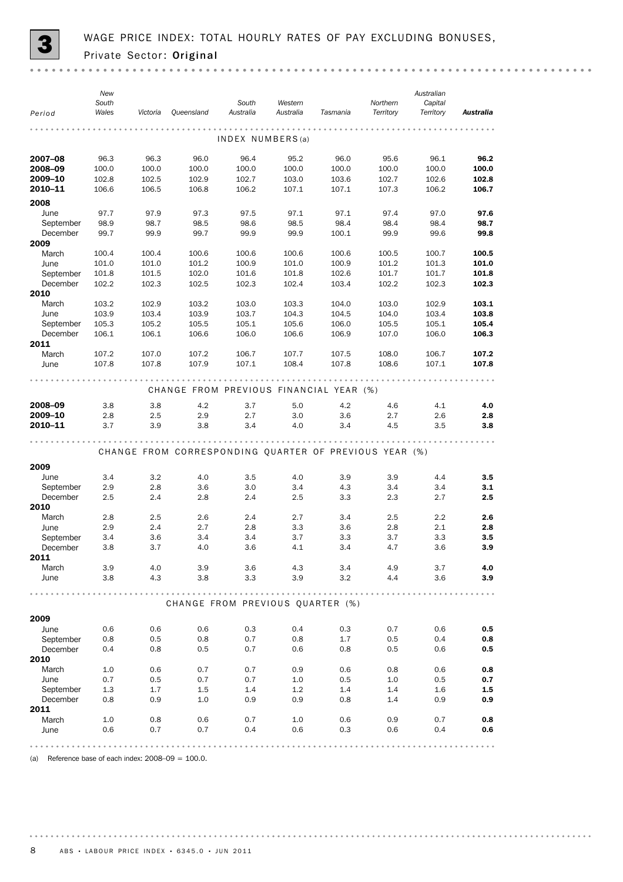# 3 WAGE PRICE INDEX: TOTAL HOURLY RATES OF PAY EXCLUDING BONUSES, Private Sector: Original

| Period | New South Wales | Victoria | Queensland | South Australia | Western Australia | Tasmania | Northern Territory | Australian Capital Territory | **Australia** |
|---|---|---|---|---|---|---|---|---|---|
| INDEX NUMBERS(a) | | | | | | | | | |
| **2007–08** | 96.3 | 96.3 | 96.0 | 96.4 | 95.2 | 96.0 | 95.6 | 96.1 | **96.2** |
| **2008–09** | 100.0 | 100.0 | 100.0 | 100.0 | 100.0 | 100.0 | 100.0 | 100.0 | **100.0** |
| **2009–10** | 102.8 | 102.5 | 102.9 | 102.7 | 103.0 | 103.6 | 102.7 | 102.6 | **102.8** |
| **2010–11** | 106.6 | 106.5 | 106.8 | 106.2 | 107.1 | 107.1 | 107.3 | 106.2 | **106.7** |
| **2008** | | | | | | | | | |
| June | 97.7 | 97.9 | 97.3 | 97.5 | 97.1 | 97.1 | 97.4 | 97.0 | **97.6** |
| September | 98.9 | 98.7 | 98.5 | 98.6 | 98.5 | 98.4 | 98.4 | 98.4 | **98.7** |
| December | 99.7 | 99.9 | 99.7 | 99.9 | 99.9 | 100.1 | 99.9 | 99.6 | **99.8** |
| **2009** | | | | | | | | | |
| March | 100.4 | 100.4 | 100.6 | 100.6 | 100.6 | 100.6 | 100.5 | 100.7 | **100.5** |
| June | 101.0 | 101.0 | 101.2 | 100.9 | 101.0 | 100.9 | 101.2 | 101.3 | **101.0** |
| September | 101.8 | 101.5 | 102.0 | 101.6 | 101.8 | 102.6 | 101.7 | 101.7 | **101.8** |
| December | 102.2 | 102.3 | 102.5 | 102.3 | 102.4 | 103.4 | 102.2 | 102.3 | **102.3** |
| **2010** | | | | | | | | | |
| March | 103.2 | 102.9 | 103.2 | 103.0 | 103.3 | 104.0 | 103.0 | 102.9 | **103.1** |
| June | 103.9 | 103.4 | 103.9 | 103.7 | 104.3 | 104.5 | 104.0 | 103.4 | **103.8** |
| September | 105.3 | 105.2 | 105.5 | 105.1 | 105.6 | 106.0 | 105.5 | 105.1 | **105.4** |
| December | 106.1 | 106.1 | 106.6 | 106.0 | 106.6 | 106.9 | 107.0 | 106.0 | **106.3** |
| **2011** | | | | | | | | | |
| March | 107.2 | 107.0 | 107.2 | 106.7 | 107.7 | 107.5 | 108.0 | 106.7 | **107.2** |
| June | 107.8 | 107.8 | 107.9 | 107.1 | 108.4 | 107.8 | 108.6 | 107.1 | **107.8** |
| CHANGE FROM PREVIOUS FINANCIAL YEAR (%) | | | | | | | | | |
| **2008–09** | 3.8 | 3.8 | 4.2 | 3.7 | 5.0 | 4.2 | 4.6 | 4.1 | **4.0** |
| **2009–10** | 2.8 | 2.5 | 2.9 | 2.7 | 3.0 | 3.6 | 2.7 | 2.6 | **2.8** |
| **2010–11** | 3.7 | 3.9 | 3.8 | 3.4 | 4.0 | 3.4 | 4.5 | 3.5 | **3.8** |
| CHANGE FROM CORRESPONDING QUARTER OF PREVIOUS YEAR (%) | | | | | | | | | |
| **2009** | | | | | | | | | |
| June | 3.4 | 3.2 | 4.0 | 3.5 | 4.0 | 3.9 | 3.9 | 4.4 | **3.5** |
| September | 2.9 | 2.8 | 3.6 | 3.0 | 3.4 | 4.3 | 3.4 | 3.4 | **3.1** |
| December | 2.5 | 2.4 | 2.8 | 2.4 | 2.5 | 3.3 | 2.3 | 2.7 | **2.5** |
| **2010** | | | | | | | | | |
| March | 2.8 | 2.5 | 2.6 | 2.4 | 2.7 | 3.4 | 2.5 | 2.2 | **2.6** |
| June | 2.9 | 2.4 | 2.7 | 2.8 | 3.3 | 3.6 | 2.8 | 2.1 | **2.8** |
| September | 3.4 | 3.6 | 3.4 | 3.4 | 3.7 | 3.3 | 3.7 | 3.3 | **3.5** |
| December | 3.8 | 3.7 | 4.0 | 3.6 | 4.1 | 3.4 | 4.7 | 3.6 | **3.9** |
| **2011** | | | | | | | | | |
| March | 3.9 | 4.0 | 3.9 | 3.6 | 4.3 | 3.4 | 4.9 | 3.7 | **4.0** |
| June | 3.8 | 4.3 | 3.8 | 3.3 | 3.9 | 3.2 | 4.4 | 3.6 | **3.9** |
| CHANGE FROM PREVIOUS QUARTER (%) | | | | | | | | | |
| **2009** | | | | | | | | | |
| June | 0.6 | 0.6 | 0.6 | 0.3 | 0.4 | 0.3 | 0.7 | 0.6 | **0.5** |
| September | 0.8 | 0.5 | 0.8 | 0.7 | 0.8 | 1.7 | 0.5 | 0.4 | **0.8** |
| December | 0.4 | 0.8 | 0.5 | 0.7 | 0.6 | 0.8 | 0.5 | 0.6 | **0.5** |
| **2010** | | | | | | | | | |
| March | 1.0 | 0.6 | 0.7 | 0.7 | 0.9 | 0.6 | 0.8 | 0.6 | **0.8** |
| June | 0.7 | 0.5 | 0.7 | 0.7 | 1.0 | 0.5 | 1.0 | 0.5 | **0.7** |
| September | 1.3 | 1.7 | 1.5 | 1.4 | 1.2 | 1.4 | 1.4 | 1.6 | **1.5** |
| December | 0.8 | 0.9 | 1.0 | 0.9 | 0.9 | 0.8 | 1.4 | 0.9 | **0.9** |
| **2011** | | | | | | | | | |
| March | 1.0 | 0.8 | 0.6 | 0.7 | 1.0 | 0.6 | 0.9 | 0.7 | **0.8** |
| June | 0.6 | 0.7 | 0.7 | 0.4 | 0.6 | 0.3 | 0.6 | 0.4 | **0.6** |

(a) Reference base of each index: 2008–09 = 100.0.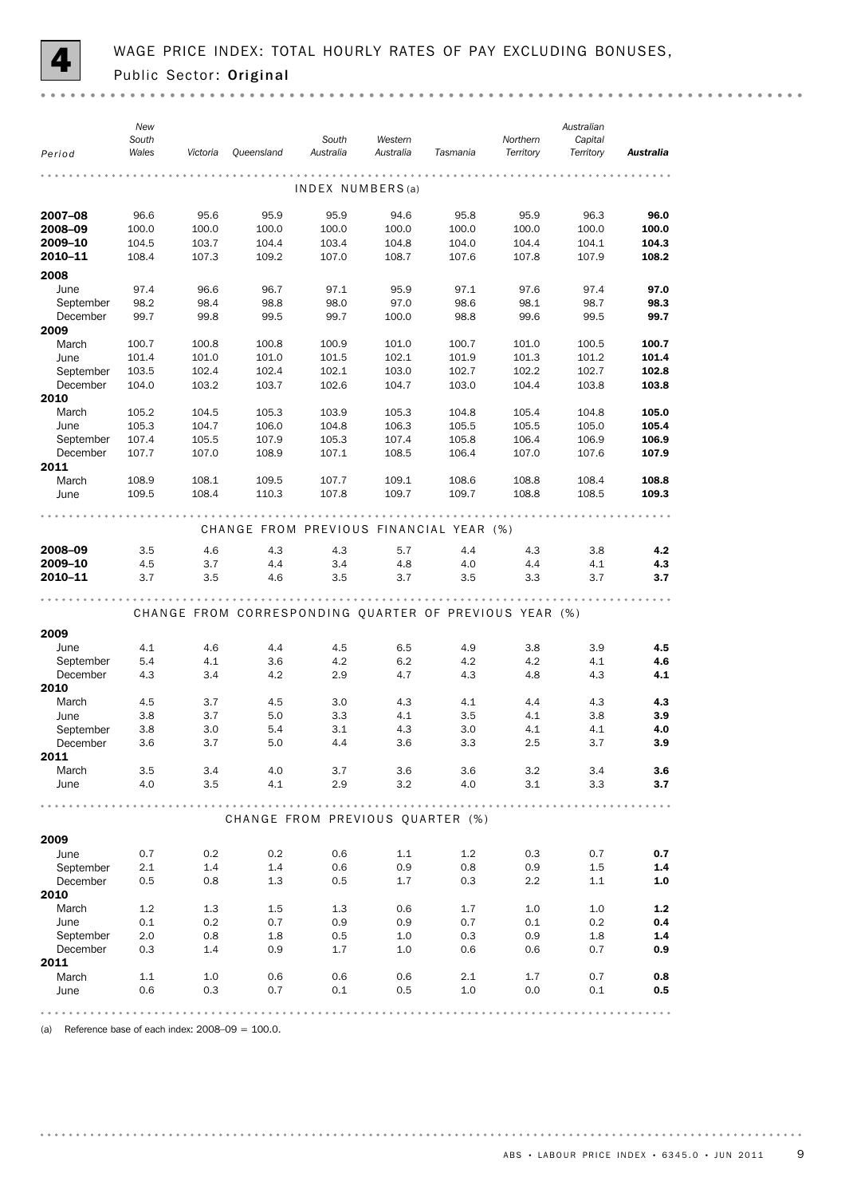# 4 WAGE PRICE INDEX: TOTAL HOURLY RATES OF PAY EXCLUDING BONUSES, Public Sector: **Original**

| Period | New South Wales | Victoria | Queensland | South Australia | Western Australia | Tasmania | Northern Territory | Australian Capital Territory | **Australia** |
|---|---|---|---|---|---|---|---|---|---|
| | | | | INDEX NUMBERS(a) | | | | | |
| **2007–08** | 96.6 | 95.6 | 95.9 | 95.9 | 94.6 | 95.8 | 95.9 | 96.3 | **96.0** |
| **2008–09** | 100.0 | 100.0 | 100.0 | 100.0 | 100.0 | 100.0 | 100.0 | 100.0 | **100.0** |
| **2009–10** | 104.5 | 103.7 | 104.4 | 103.4 | 104.8 | 104.0 | 104.4 | 104.1 | **104.3** |
| **2010–11** | 108.4 | 107.3 | 109.2 | 107.0 | 108.7 | 107.6 | 107.8 | 107.9 | **108.2** |
| **2008** | | | | | | | | | |
| June | 97.4 | 96.6 | 96.7 | 97.1 | 95.9 | 97.1 | 97.6 | 97.4 | **97.0** |
| September | 98.2 | 98.4 | 98.8 | 98.0 | 97.0 | 98.6 | 98.1 | 98.7 | **98.3** |
| December | 99.7 | 99.8 | 99.5 | 99.7 | 100.0 | 98.8 | 99.6 | 99.5 | **99.7** |
| **2009** | | | | | | | | | |
| March | 100.7 | 100.8 | 100.8 | 100.9 | 101.0 | 100.7 | 101.0 | 100.5 | **100.7** |
| June | 101.4 | 101.0 | 101.0 | 101.5 | 102.1 | 101.9 | 101.3 | 101.2 | **101.4** |
| September | 103.5 | 102.4 | 102.4 | 102.1 | 103.0 | 102.7 | 102.2 | 102.7 | **102.8** |
| December | 104.0 | 103.2 | 103.7 | 102.6 | 104.7 | 103.0 | 104.4 | 103.8 | **103.8** |
| **2010** | | | | | | | | | |
| March | 105.2 | 104.5 | 105.3 | 103.9 | 105.3 | 104.8 | 105.4 | 104.8 | **105.0** |
| June | 105.3 | 104.7 | 106.0 | 104.8 | 106.3 | 105.5 | 105.5 | 105.0 | **105.4** |
| September | 107.4 | 105.5 | 107.9 | 105.3 | 107.4 | 105.8 | 106.4 | 106.9 | **106.9** |
| December | 107.7 | 107.0 | 108.9 | 107.1 | 108.5 | 106.4 | 107.0 | 107.6 | **107.9** |
| **2011** | | | | | | | | | |
| March | 108.9 | 108.1 | 109.5 | 107.7 | 109.1 | 108.6 | 108.8 | 108.4 | **108.8** |
| June | 109.5 | 108.4 | 110.3 | 107.8 | 109.7 | 109.7 | 108.8 | 108.5 | **109.3** |
| | | | CHANGE FROM PREVIOUS FINANCIAL YEAR (%) | | | | | | |
| **2008–09** | 3.5 | 4.6 | 4.3 | 4.3 | 5.7 | 4.4 | 4.3 | 3.8 | **4.2** |
| **2009–10** | 4.5 | 3.7 | 4.4 | 3.4 | 4.8 | 4.0 | 4.4 | 4.1 | **4.3** |
| **2010–11** | 3.7 | 3.5 | 4.6 | 3.5 | 3.7 | 3.5 | 3.3 | 3.7 | **3.7** |
| | | | CHANGE FROM CORRESPONDING QUARTER OF PREVIOUS YEAR (%) | | | | | | |
| **2009** | | | | | | | | | |
| June | 4.1 | 4.6 | 4.4 | 4.5 | 6.5 | 4.9 | 3.8 | 3.9 | **4.5** |
| September | 5.4 | 4.1 | 3.6 | 4.2 | 6.2 | 4.2 | 4.2 | 4.1 | **4.6** |
| December | 4.3 | 3.4 | 4.2 | 2.9 | 4.7 | 4.3 | 4.8 | 4.3 | **4.1** |
| **2010** | | | | | | | | | |
| March | 4.5 | 3.7 | 4.5 | 3.0 | 4.3 | 4.1 | 4.4 | 4.3 | **4.3** |
| June | 3.8 | 3.7 | 5.0 | 3.3 | 4.1 | 3.5 | 4.1 | 3.8 | **3.9** |
| September | 3.8 | 3.0 | 5.4 | 3.1 | 4.3 | 3.0 | 4.1 | 4.1 | **4.0** |
| December | 3.6 | 3.7 | 5.0 | 4.4 | 3.6 | 3.3 | 2.5 | 3.7 | **3.9** |
| **2011** | | | | | | | | | |
| March | 3.5 | 3.4 | 4.0 | 3.7 | 3.6 | 3.6 | 3.2 | 3.4 | **3.6** |
| June | 4.0 | 3.5 | 4.1 | 2.9 | 3.2 | 4.0 | 3.1 | 3.3 | **3.7** |
| | | | CHANGE FROM PREVIOUS QUARTER (%) | | | | | | |
| **2009** | | | | | | | | | |
| June | 0.7 | 0.2 | 0.2 | 0.6 | 1.1 | 1.2 | 0.3 | 0.7 | **0.7** |
| September | 2.1 | 1.4 | 1.4 | 0.6 | 0.9 | 0.8 | 0.9 | 1.5 | **1.4** |
| December | 0.5 | 0.8 | 1.3 | 0.5 | 1.7 | 0.3 | 2.2 | 1.1 | **1.0** |
| **2010** | | | | | | | | | |
| March | 1.2 | 1.3 | 1.5 | 1.3 | 0.6 | 1.7 | 1.0 | 1.0 | **1.2** |
| June | 0.1 | 0.2 | 0.7 | 0.9 | 0.9 | 0.7 | 0.1 | 0.2 | **0.4** |
| September | 2.0 | 0.8 | 1.8 | 0.5 | 1.0 | 0.3 | 0.9 | 1.8 | **1.4** |
| December | 0.3 | 1.4 | 0.9 | 1.7 | 1.0 | 0.6 | 0.6 | 0.7 | **0.9** |
| **2011** | | | | | | | | | |
| March | 1.1 | 1.0 | 0.6 | 0.6 | 0.6 | 2.1 | 1.7 | 0.7 | **0.8** |
| June | 0.6 | 0.3 | 0.7 | 0.1 | 0.5 | 1.0 | 0.0 | 0.1 | **0.5** |

(a) Reference base of each index: 2008–09 = 100.0.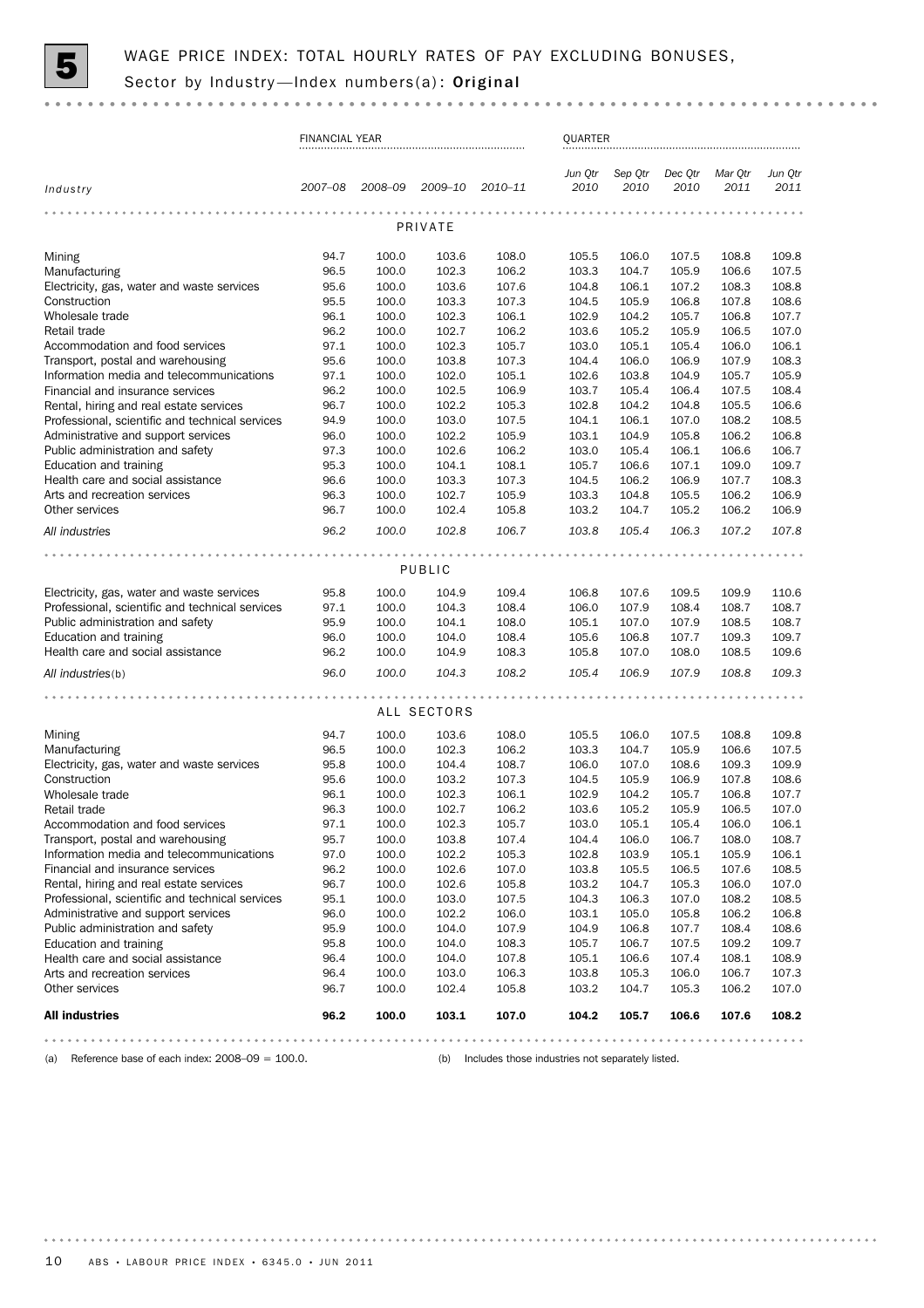# 5 WAGE PRICE INDEX: TOTAL HOURLY RATES OF PAY EXCLUDING BONUSES, Sector by Industry—Index numbers(a): Original

| | FINANCIAL YEAR | | | | QUARTER | | | | |
|---|---|---|---|---|---|---|---|---|---|
| *Industry* | 2007–08 | 2008–09 | 2009–10 | 2010–11 | Jun Qtr 2010 | Sep Qtr 2010 | Dec Qtr 2010 | Mar Qtr 2011 | Jun Qtr 2011 |
| **PRIVATE** | | | | | | | | | |
| Mining | 94.7 | 100.0 | 103.6 | 108.0 | 105.5 | 106.0 | 107.5 | 108.8 | 109.8 |
| Manufacturing | 96.5 | 100.0 | 102.3 | 106.2 | 103.3 | 104.7 | 105.9 | 106.6 | 107.5 |
| Electricity, gas, water and waste services | 95.6 | 100.0 | 103.6 | 107.6 | 104.8 | 106.1 | 107.2 | 108.3 | 108.8 |
| Construction | 95.5 | 100.0 | 103.3 | 107.3 | 104.5 | 105.9 | 106.8 | 107.8 | 108.6 |
| Wholesale trade | 96.1 | 100.0 | 102.3 | 106.1 | 102.9 | 104.2 | 105.7 | 106.8 | 107.7 |
| Retail trade | 96.2 | 100.0 | 102.7 | 106.2 | 103.6 | 105.2 | 105.9 | 106.5 | 107.0 |
| Accommodation and food services | 97.1 | 100.0 | 102.3 | 105.7 | 103.0 | 105.1 | 105.4 | 106.0 | 106.1 |
| Transport, postal and warehousing | 95.6 | 100.0 | 103.8 | 107.3 | 104.4 | 106.0 | 106.9 | 107.9 | 108.3 |
| Information media and telecommunications | 97.1 | 100.0 | 102.0 | 105.1 | 102.6 | 103.8 | 104.9 | 105.7 | 105.9 |
| Financial and insurance services | 96.2 | 100.0 | 102.5 | 106.9 | 103.7 | 105.4 | 106.4 | 107.5 | 108.4 |
| Rental, hiring and real estate services | 96.7 | 100.0 | 102.2 | 105.3 | 102.8 | 104.2 | 104.8 | 105.5 | 106.6 |
| Professional, scientific and technical services | 94.9 | 100.0 | 103.0 | 107.5 | 104.1 | 106.1 | 107.0 | 108.2 | 108.5 |
| Administrative and support services | 96.0 | 100.0 | 102.2 | 105.9 | 103.1 | 104.9 | 105.8 | 106.2 | 106.8 |
| Public administration and safety | 97.3 | 100.0 | 102.6 | 106.2 | 103.0 | 105.4 | 106.1 | 106.6 | 106.7 |
| Education and training | 95.3 | 100.0 | 104.1 | 108.1 | 105.7 | 106.6 | 107.1 | 109.0 | 109.7 |
| Health care and social assistance | 96.6 | 100.0 | 103.3 | 107.3 | 104.5 | 106.2 | 106.9 | 107.7 | 108.3 |
| Arts and recreation services | 96.3 | 100.0 | 102.7 | 105.9 | 103.3 | 104.8 | 105.5 | 106.2 | 106.9 |
| Other services | 96.7 | 100.0 | 102.4 | 105.8 | 103.2 | 104.7 | 105.2 | 106.2 | 106.9 |
| *All industries* | *96.2* | *100.0* | *102.8* | *106.7* | *103.8* | *105.4* | *106.3* | *107.2* | *107.8* |
| **PUBLIC** | | | | | | | | | |
| Electricity, gas, water and waste services | 95.8 | 100.0 | 104.9 | 109.4 | 106.8 | 107.6 | 109.5 | 109.9 | 110.6 |
| Professional, scientific and technical services | 97.1 | 100.0 | 104.3 | 108.4 | 106.0 | 107.9 | 108.4 | 108.7 | 108.7 |
| Public administration and safety | 95.9 | 100.0 | 104.1 | 108.0 | 105.1 | 107.0 | 107.9 | 108.5 | 108.7 |
| Education and training | 96.0 | 100.0 | 104.0 | 108.4 | 105.6 | 106.8 | 107.7 | 109.3 | 109.7 |
| Health care and social assistance | 96.2 | 100.0 | 104.9 | 108.3 | 105.8 | 107.0 | 108.0 | 108.5 | 109.6 |
| *All industries*(b) | *96.0* | *100.0* | *104.3* | *108.2* | *105.4* | *106.9* | *107.9* | *108.8* | *109.3* |
| **ALL SECTORS** | | | | | | | | | |
| Mining | 94.7 | 100.0 | 103.6 | 108.0 | 105.5 | 106.0 | 107.5 | 108.8 | 109.8 |
| Manufacturing | 96.5 | 100.0 | 102.3 | 106.2 | 103.3 | 104.7 | 105.9 | 106.6 | 107.5 |
| Electricity, gas, water and waste services | 95.8 | 100.0 | 104.4 | 108.7 | 106.0 | 107.0 | 108.6 | 109.3 | 109.9 |
| Construction | 95.6 | 100.0 | 103.2 | 107.3 | 104.5 | 105.9 | 106.9 | 107.8 | 108.6 |
| Wholesale trade | 96.1 | 100.0 | 102.3 | 106.1 | 102.9 | 104.2 | 105.7 | 106.8 | 107.7 |
| Retail trade | 96.3 | 100.0 | 102.7 | 106.2 | 103.6 | 105.2 | 105.9 | 106.5 | 107.0 |
| Accommodation and food services | 97.1 | 100.0 | 102.3 | 105.7 | 103.0 | 105.1 | 105.4 | 106.0 | 106.1 |
| Transport, postal and warehousing | 95.7 | 100.0 | 103.8 | 107.4 | 104.4 | 106.0 | 106.7 | 108.0 | 108.7 |
| Information media and telecommunications | 97.0 | 100.0 | 102.2 | 105.3 | 102.8 | 103.9 | 105.1 | 105.9 | 106.1 |
| Financial and insurance services | 96.2 | 100.0 | 102.6 | 107.0 | 103.8 | 105.5 | 106.5 | 107.6 | 108.5 |
| Rental, hiring and real estate services | 96.7 | 100.0 | 102.6 | 105.8 | 103.2 | 104.7 | 105.3 | 106.0 | 107.0 |
| Professional, scientific and technical services | 95.1 | 100.0 | 103.0 | 107.5 | 104.3 | 106.3 | 107.0 | 108.2 | 108.5 |
| Administrative and support services | 96.0 | 100.0 | 102.2 | 106.0 | 103.1 | 105.0 | 105.8 | 106.2 | 106.8 |
| Public administration and safety | 95.9 | 100.0 | 104.0 | 107.9 | 104.9 | 106.8 | 107.7 | 108.4 | 108.6 |
| Education and training | 95.8 | 100.0 | 104.0 | 108.3 | 105.7 | 106.7 | 107.5 | 109.2 | 109.7 |
| Health care and social assistance | 96.4 | 100.0 | 104.0 | 107.8 | 105.1 | 106.6 | 107.4 | 108.1 | 108.9 |
| Arts and recreation services | 96.4 | 100.0 | 103.0 | 106.3 | 103.8 | 105.3 | 106.0 | 106.7 | 107.3 |
| Other services | 96.7 | 100.0 | 102.4 | 105.8 | 103.2 | 104.7 | 105.3 | 106.2 | 107.0 |
| **All industries** | **96.2** | **100.0** | **103.1** | **107.0** | **104.2** | **105.7** | **106.6** | **107.6** | **108.2** |

(a) Reference base of each index: 2008–09 = 100.0.

(b) Includes those industries not separately listed.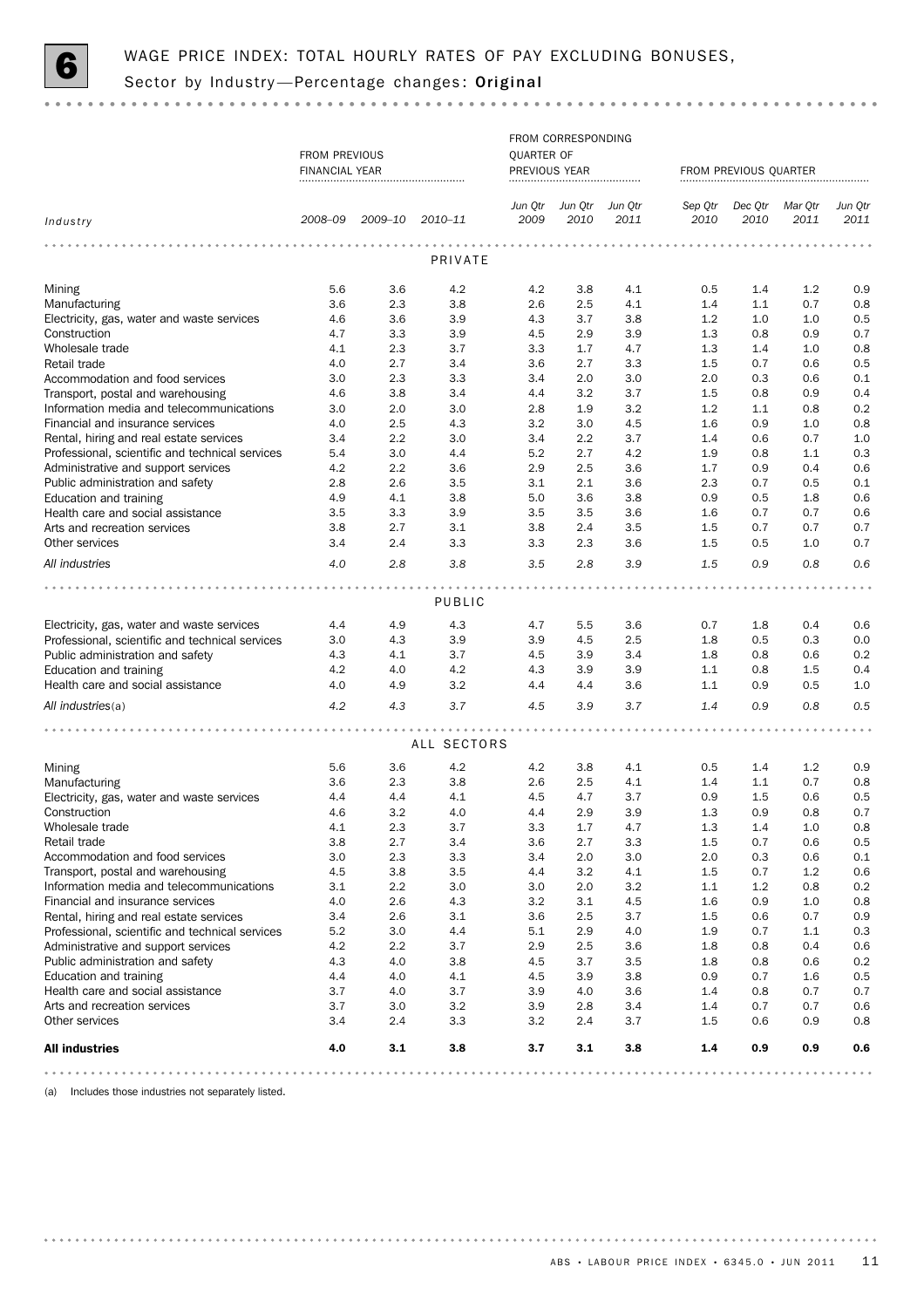# 6 WAGE PRICE INDEX: TOTAL HOURLY RATES OF PAY EXCLUDING BONUSES, Sector by Industry—Percentage changes: **Original**

| | FROM PREVIOUS FINANCIAL YEAR | | | FROM CORRESPONDING QUARTER OF PREVIOUS YEAR | | | FROM PREVIOUS QUARTER | | | |
|---|---|---|---|---|---|---|---|---|---|---|
| *Industry* | *2008–09* | *2009–10* | *2010–11* | *Jun Qtr 2009* | *Jun Qtr 2010* | *Jun Qtr 2011* | *Sep Qtr 2010* | *Dec Qtr 2010* | *Mar Qtr 2011* | *Jun Qtr 2011* |
| **PRIVATE** | | | | | | | | | | |
| Mining | 5.6 | 3.6 | 4.2 | 4.2 | 3.8 | 4.1 | 0.5 | 1.4 | 1.2 | 0.9 |
| Manufacturing | 3.6 | 2.3 | 3.8 | 2.6 | 2.5 | 4.1 | 1.4 | 1.1 | 0.7 | 0.8 |
| Electricity, gas, water and waste services | 4.6 | 3.6 | 3.9 | 4.3 | 3.7 | 3.8 | 1.2 | 1.0 | 1.0 | 0.5 |
| Construction | 4.7 | 3.3 | 3.9 | 4.5 | 2.9 | 3.9 | 1.3 | 0.8 | 0.9 | 0.7 |
| Wholesale trade | 4.1 | 2.3 | 3.7 | 3.3 | 1.7 | 4.7 | 1.3 | 1.4 | 1.0 | 0.8 |
| Retail trade | 4.0 | 2.7 | 3.4 | 3.6 | 2.7 | 3.3 | 1.5 | 0.7 | 0.6 | 0.5 |
| Accommodation and food services | 3.0 | 2.3 | 3.3 | 3.4 | 2.0 | 3.0 | 2.0 | 0.3 | 0.6 | 0.1 |
| Transport, postal and warehousing | 4.6 | 3.8 | 3.4 | 4.4 | 3.2 | 3.7 | 1.5 | 0.8 | 0.9 | 0.4 |
| Information media and telecommunications | 3.0 | 2.0 | 3.0 | 2.8 | 1.9 | 3.2 | 1.2 | 1.1 | 0.8 | 0.2 |
| Financial and insurance services | 4.0 | 2.5 | 4.3 | 3.2 | 3.0 | 4.5 | 1.6 | 0.9 | 1.0 | 0.8 |
| Rental, hiring and real estate services | 3.4 | 2.2 | 3.0 | 3.4 | 2.2 | 3.7 | 1.4 | 0.6 | 0.7 | 1.0 |
| Professional, scientific and technical services | 5.4 | 3.0 | 4.4 | 5.2 | 2.7 | 4.2 | 1.9 | 0.8 | 1.1 | 0.3 |
| Administrative and support services | 4.2 | 2.2 | 3.6 | 2.9 | 2.5 | 3.6 | 1.7 | 0.9 | 0.4 | 0.6 |
| Public administration and safety | 2.8 | 2.6 | 3.5 | 3.1 | 2.1 | 3.6 | 2.3 | 0.7 | 0.5 | 0.1 |
| Education and training | 4.9 | 4.1 | 3.8 | 5.0 | 3.6 | 3.8 | 0.9 | 0.5 | 1.8 | 0.6 |
| Health care and social assistance | 3.5 | 3.3 | 3.9 | 3.5 | 3.5 | 3.6 | 1.6 | 0.7 | 0.7 | 0.6 |
| Arts and recreation services | 3.8 | 2.7 | 3.1 | 3.8 | 2.4 | 3.5 | 1.5 | 0.7 | 0.7 | 0.7 |
| Other services | 3.4 | 2.4 | 3.3 | 3.3 | 2.3 | 3.6 | 1.5 | 0.5 | 1.0 | 0.7 |
| *All industries* | *4.0* | *2.8* | *3.8* | *3.5* | *2.8* | *3.9* | *1.5* | *0.9* | *0.8* | *0.6* |
| **PUBLIC** | | | | | | | | | | |
| Electricity, gas, water and waste services | 4.4 | 4.9 | 4.3 | 4.7 | 5.5 | 3.6 | 0.7 | 1.8 | 0.4 | 0.6 |
| Professional, scientific and technical services | 3.0 | 4.3 | 3.9 | 3.9 | 4.5 | 2.5 | 1.8 | 0.5 | 0.3 | 0.0 |
| Public administration and safety | 4.3 | 4.1 | 3.7 | 4.5 | 3.9 | 3.4 | 1.8 | 0.8 | 0.6 | 0.2 |
| Education and training | 4.2 | 4.0 | 4.2 | 4.3 | 3.9 | 3.9 | 1.1 | 0.8 | 1.5 | 0.4 |
| Health care and social assistance | 4.0 | 4.9 | 3.2 | 4.4 | 4.4 | 3.6 | 1.1 | 0.9 | 0.5 | 1.0 |
| *All industries*(a) | *4.2* | *4.3* | *3.7* | *4.5* | *3.9* | *3.7* | *1.4* | *0.9* | *0.8* | *0.5* |
| **ALL SECTORS** | | | | | | | | | | |
| Mining | 5.6 | 3.6 | 4.2 | 4.2 | 3.8 | 4.1 | 0.5 | 1.4 | 1.2 | 0.9 |
| Manufacturing | 3.6 | 2.3 | 3.8 | 2.6 | 2.5 | 4.1 | 1.4 | 1.1 | 0.7 | 0.8 |
| Electricity, gas, water and waste services | 4.4 | 4.4 | 4.1 | 4.5 | 4.7 | 3.7 | 0.9 | 1.5 | 0.6 | 0.5 |
| Construction | 4.6 | 3.2 | 4.0 | 4.4 | 2.9 | 3.9 | 1.3 | 0.9 | 0.8 | 0.7 |
| Wholesale trade | 4.1 | 2.3 | 3.7 | 3.3 | 1.7 | 4.7 | 1.3 | 1.4 | 1.0 | 0.8 |
| Retail trade | 3.8 | 2.7 | 3.4 | 3.6 | 2.7 | 3.3 | 1.5 | 0.7 | 0.6 | 0.5 |
| Accommodation and food services | 3.0 | 2.3 | 3.3 | 3.4 | 2.0 | 3.0 | 2.0 | 0.3 | 0.6 | 0.1 |
| Transport, postal and warehousing | 4.5 | 3.8 | 3.5 | 4.4 | 3.2 | 4.1 | 1.5 | 0.7 | 1.2 | 0.6 |
| Information media and telecommunications | 3.1 | 2.2 | 3.0 | 3.0 | 2.0 | 3.2 | 1.1 | 1.2 | 0.8 | 0.2 |
| Financial and insurance services | 4.0 | 2.6 | 4.3 | 3.2 | 3.1 | 4.5 | 1.6 | 0.9 | 1.0 | 0.8 |
| Rental, hiring and real estate services | 3.4 | 2.6 | 3.1 | 3.6 | 2.5 | 3.7 | 1.5 | 0.6 | 0.7 | 0.9 |
| Professional, scientific and technical services | 5.2 | 3.0 | 4.4 | 5.1 | 2.9 | 4.0 | 1.9 | 0.7 | 1.1 | 0.3 |
| Administrative and support services | 4.2 | 2.2 | 3.7 | 2.9 | 2.5 | 3.6 | 1.8 | 0.8 | 0.4 | 0.6 |
| Public administration and safety | 4.3 | 4.0 | 3.8 | 4.5 | 3.7 | 3.5 | 1.8 | 0.8 | 0.6 | 0.2 |
| Education and training | 4.4 | 4.0 | 4.1 | 4.5 | 3.9 | 3.8 | 0.9 | 0.7 | 1.6 | 0.5 |
| Health care and social assistance | 3.7 | 4.0 | 3.7 | 3.9 | 4.0 | 3.6 | 1.4 | 0.8 | 0.7 | 0.7 |
| Arts and recreation services | 3.7 | 3.0 | 3.2 | 3.9 | 2.8 | 3.4 | 1.4 | 0.7 | 0.7 | 0.6 |
| Other services | 3.4 | 2.4 | 3.3 | 3.2 | 2.4 | 3.7 | 1.5 | 0.6 | 0.9 | 0.8 |
| **All industries** | **4.0** | **3.1** | **3.8** | **3.7** | **3.1** | **3.8** | **1.4** | **0.9** | **0.9** | **0.6** |

(a) Includes those industries not separately listed.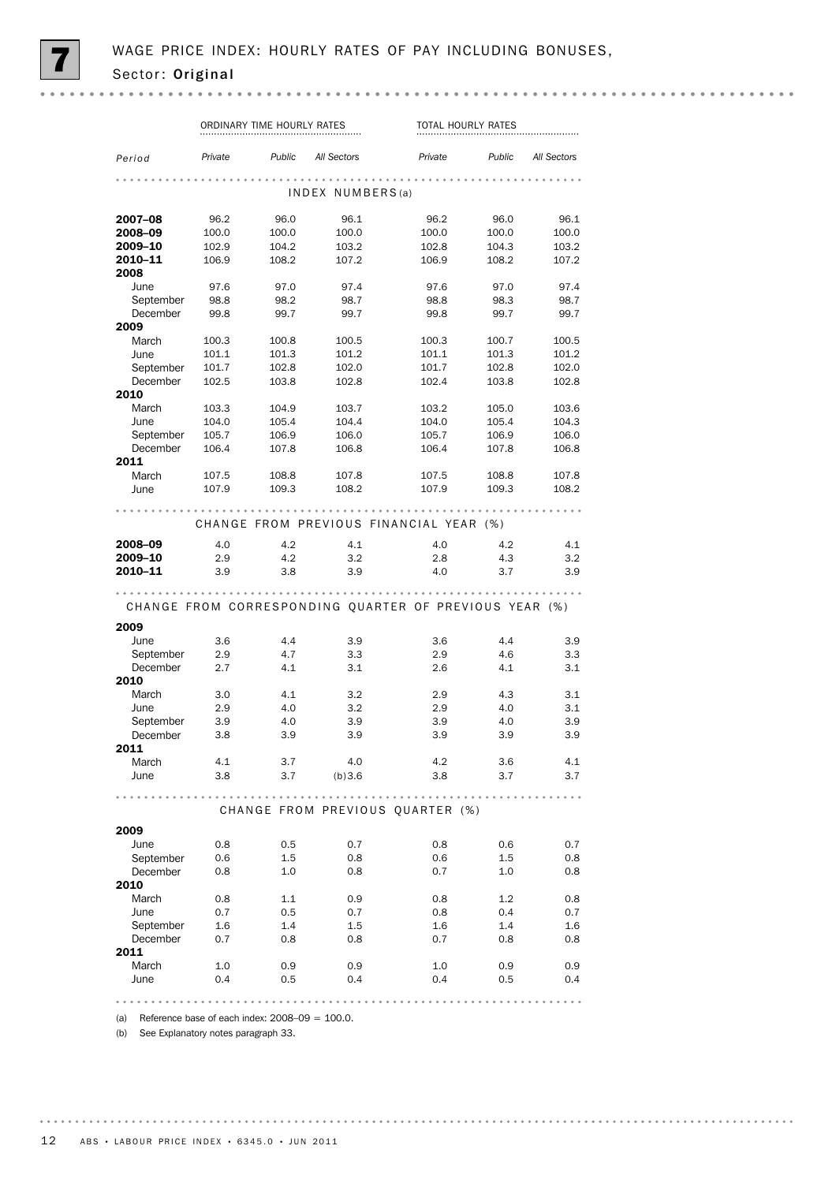# 7 WAGE PRICE INDEX: HOURLY RATES OF PAY INCLUDING BONUSES, Sector: Original

| | ORDINARY TIME HOURLY RATES | | | TOTAL HOURLY RATES | | |
|---|---|---|---|---|---|---|
| *Period* | *Private* | *Public* | *All Sectors* | *Private* | *Public* | *All Sectors* |
| **INDEX NUMBERS(a)** | | | | | | |
| **2007–08** | 96.2 | 96.0 | 96.1 | 96.2 | 96.0 | 96.1 |
| **2008–09** | 100.0 | 100.0 | 100.0 | 100.0 | 100.0 | 100.0 |
| **2009–10** | 102.9 | 104.2 | 103.2 | 102.8 | 104.3 | 103.2 |
| **2010–11** | 106.9 | 108.2 | 107.2 | 106.9 | 108.2 | 107.2 |
| **2008** | | | | | | |
| June | 97.6 | 97.0 | 97.4 | 97.6 | 97.0 | 97.4 |
| September | 98.8 | 98.2 | 98.7 | 98.8 | 98.3 | 98.7 |
| December | 99.8 | 99.7 | 99.7 | 99.8 | 99.7 | 99.7 |
| **2009** | | | | | | |
| March | 100.3 | 100.8 | 100.5 | 100.3 | 100.7 | 100.5 |
| June | 101.1 | 101.3 | 101.2 | 101.1 | 101.3 | 101.2 |
| September | 101.7 | 102.8 | 102.0 | 101.7 | 102.8 | 102.0 |
| December | 102.5 | 103.8 | 102.8 | 102.4 | 103.8 | 102.8 |
| **2010** | | | | | | |
| March | 103.3 | 104.9 | 103.7 | 103.2 | 105.0 | 103.6 |
| June | 104.0 | 105.4 | 104.4 | 104.0 | 105.4 | 104.3 |
| September | 105.7 | 106.9 | 106.0 | 105.7 | 106.9 | 106.0 |
| December | 106.4 | 107.8 | 106.8 | 106.4 | 107.8 | 106.8 |
| **2011** | | | | | | |
| March | 107.5 | 108.8 | 107.8 | 107.5 | 108.8 | 107.8 |
| June | 107.9 | 109.3 | 108.2 | 107.9 | 109.3 | 108.2 |
| **CHANGE FROM PREVIOUS FINANCIAL YEAR (%)** | | | | | | |
| **2008–09** | 4.0 | 4.2 | 4.1 | 4.0 | 4.2 | 4.1 |
| **2009–10** | 2.9 | 4.2 | 3.2 | 2.8 | 4.3 | 3.2 |
| **2010–11** | 3.9 | 3.8 | 3.9 | 4.0 | 3.7 | 3.9 |
| **CHANGE FROM CORRESPONDING QUARTER OF PREVIOUS YEAR (%)** | | | | | | |
| **2009** | | | | | | |
| June | 3.6 | 4.4 | 3.9 | 3.6 | 4.4 | 3.9 |
| September | 2.9 | 4.7 | 3.3 | 2.9 | 4.6 | 3.3 |
| December | 2.7 | 4.1 | 3.1 | 2.6 | 4.1 | 3.1 |
| **2010** | | | | | | |
| March | 3.0 | 4.1 | 3.2 | 2.9 | 4.3 | 3.1 |
| June | 2.9 | 4.0 | 3.2 | 2.9 | 4.0 | 3.1 |
| September | 3.9 | 4.0 | 3.9 | 3.9 | 4.0 | 3.9 |
| December | 3.8 | 3.9 | 3.9 | 3.9 | 3.9 | 3.9 |
| **2011** | | | | | | |
| March | 4.1 | 3.7 | 4.0 | 4.2 | 3.6 | 4.1 |
| June | 3.8 | 3.7 | (b)3.6 | 3.8 | 3.7 | 3.7 |
| **CHANGE FROM PREVIOUS QUARTER (%)** | | | | | | |
| **2009** | | | | | | |
| June | 0.8 | 0.5 | 0.7 | 0.8 | 0.6 | 0.7 |
| September | 0.6 | 1.5 | 0.8 | 0.6 | 1.5 | 0.8 |
| December | 0.8 | 1.0 | 0.8 | 0.7 | 1.0 | 0.8 |
| **2010** | | | | | | |
| March | 0.8 | 1.1 | 0.9 | 0.8 | 1.2 | 0.8 |
| June | 0.7 | 0.5 | 0.7 | 0.8 | 0.4 | 0.7 |
| September | 1.6 | 1.4 | 1.5 | 1.6 | 1.4 | 1.6 |
| December | 0.7 | 0.8 | 0.8 | 0.7 | 0.8 | 0.8 |
| **2011** | | | | | | |
| March | 1.0 | 0.9 | 0.9 | 1.0 | 0.9 | 0.9 |
| June | 0.4 | 0.5 | 0.4 | 0.4 | 0.5 | 0.4 |

(a) Reference base of each index: 2008–09 = 100.0.

(b) See Explanatory notes paragraph 33.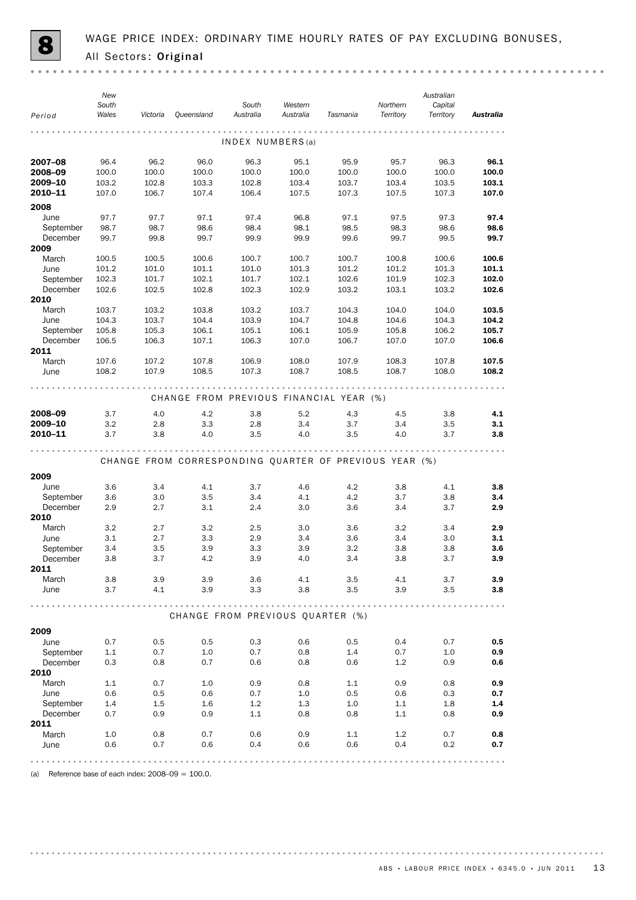# 8 WAGE PRICE INDEX: ORDINARY TIME HOURLY RATES OF PAY EXCLUDING BONUSES, All Sectors: Original

| Period | New South Wales | Victoria | Queensland | South Australia | Western Australia | Tasmania | Northern Territory | Australian Capital Territory | **Australia** |
|---|---|---|---|---|---|---|---|---|---|
| **INDEX NUMBERS(a)** | | | | | | | | | |
| **2007–08** | 96.4 | 96.2 | 96.0 | 96.3 | 95.1 | 95.9 | 95.7 | 96.3 | **96.1** |
| **2008–09** | 100.0 | 100.0 | 100.0 | 100.0 | 100.0 | 100.0 | 100.0 | 100.0 | **100.0** |
| **2009–10** | 103.2 | 102.8 | 103.3 | 102.8 | 103.4 | 103.7 | 103.4 | 103.5 | **103.1** |
| **2010–11** | 107.0 | 106.7 | 107.4 | 106.4 | 107.5 | 107.3 | 107.5 | 107.3 | **107.0** |
| **2008** | | | | | | | | | |
| June | 97.7 | 97.7 | 97.1 | 97.4 | 96.8 | 97.1 | 97.5 | 97.3 | **97.4** |
| September | 98.7 | 98.7 | 98.6 | 98.4 | 98.1 | 98.5 | 98.3 | 98.6 | **98.6** |
| December | 99.7 | 99.8 | 99.7 | 99.9 | 99.9 | 99.6 | 99.7 | 99.5 | **99.7** |
| **2009** | | | | | | | | | |
| March | 100.5 | 100.5 | 100.6 | 100.7 | 100.7 | 100.7 | 100.8 | 100.6 | **100.6** |
| June | 101.2 | 101.0 | 101.1 | 101.0 | 101.3 | 101.2 | 101.2 | 101.3 | **101.1** |
| September | 102.3 | 101.7 | 102.1 | 101.7 | 102.1 | 102.6 | 101.9 | 102.3 | **102.0** |
| December | 102.6 | 102.5 | 102.8 | 102.3 | 102.9 | 103.2 | 103.1 | 103.2 | **102.6** |
| **2010** | | | | | | | | | |
| March | 103.7 | 103.2 | 103.8 | 103.2 | 103.7 | 104.3 | 104.0 | 104.0 | **103.5** |
| June | 104.3 | 103.7 | 104.4 | 103.9 | 104.7 | 104.8 | 104.6 | 104.3 | **104.2** |
| September | 105.8 | 105.3 | 106.1 | 105.1 | 106.1 | 105.9 | 105.8 | 106.2 | **105.7** |
| December | 106.5 | 106.3 | 107.1 | 106.3 | 107.0 | 106.7 | 107.0 | 107.0 | **106.6** |
| **2011** | | | | | | | | | |
| March | 107.6 | 107.2 | 107.8 | 106.9 | 108.0 | 107.9 | 108.3 | 107.8 | **107.5** |
| June | 108.2 | 107.9 | 108.5 | 107.3 | 108.7 | 108.5 | 108.7 | 108.0 | **108.2** |
| **CHANGE FROM PREVIOUS FINANCIAL YEAR (%)** | | | | | | | | | |
| **2008–09** | 3.7 | 4.0 | 4.2 | 3.8 | 5.2 | 4.3 | 4.5 | 3.8 | **4.1** |
| **2009–10** | 3.2 | 2.8 | 3.3 | 2.8 | 3.4 | 3.7 | 3.4 | 3.5 | **3.1** |
| **2010–11** | 3.7 | 3.8 | 4.0 | 3.5 | 4.0 | 3.5 | 4.0 | 3.7 | **3.8** |
| **CHANGE FROM CORRESPONDING QUARTER OF PREVIOUS YEAR (%)** | | | | | | | | | |
| **2009** | | | | | | | | | |
| June | 3.6 | 3.4 | 4.1 | 3.7 | 4.6 | 4.2 | 3.8 | 4.1 | **3.8** |
| September | 3.6 | 3.0 | 3.5 | 3.4 | 4.1 | 4.2 | 3.7 | 3.8 | **3.4** |
| December | 2.9 | 2.7 | 3.1 | 2.4 | 3.0 | 3.6 | 3.4 | 3.7 | **2.9** |
| **2010** | | | | | | | | | |
| March | 3.2 | 2.7 | 3.2 | 2.5 | 3.0 | 3.6 | 3.2 | 3.4 | **2.9** |
| June | 3.1 | 2.7 | 3.3 | 2.9 | 3.4 | 3.6 | 3.4 | 3.0 | **3.1** |
| September | 3.4 | 3.5 | 3.9 | 3.3 | 3.9 | 3.2 | 3.8 | 3.8 | **3.6** |
| December | 3.8 | 3.7 | 4.2 | 3.9 | 4.0 | 3.4 | 3.8 | 3.7 | **3.9** |
| **2011** | | | | | | | | | |
| March | 3.8 | 3.9 | 3.9 | 3.6 | 4.1 | 3.5 | 4.1 | 3.7 | **3.9** |
| June | 3.7 | 4.1 | 3.9 | 3.3 | 3.8 | 3.5 | 3.9 | 3.5 | **3.8** |
| **CHANGE FROM PREVIOUS QUARTER (%)** | | | | | | | | | |
| **2009** | | | | | | | | | |
| June | 0.7 | 0.5 | 0.5 | 0.3 | 0.6 | 0.5 | 0.4 | 0.7 | **0.5** |
| September | 1.1 | 0.7 | 1.0 | 0.7 | 0.8 | 1.4 | 0.7 | 1.0 | **0.9** |
| December | 0.3 | 0.8 | 0.7 | 0.6 | 0.8 | 0.6 | 1.2 | 0.9 | **0.6** |
| **2010** | | | | | | | | | |
| March | 1.1 | 0.7 | 1.0 | 0.9 | 0.8 | 1.1 | 0.9 | 0.8 | **0.9** |
| June | 0.6 | 0.5 | 0.6 | 0.7 | 1.0 | 0.5 | 0.6 | 0.3 | **0.7** |
| September | 1.4 | 1.5 | 1.6 | 1.2 | 1.3 | 1.0 | 1.1 | 1.8 | **1.4** |
| December | 0.7 | 0.9 | 0.9 | 1.1 | 0.8 | 0.8 | 1.1 | 0.8 | **0.9** |
| **2011** | | | | | | | | | |
| March | 1.0 | 0.8 | 0.7 | 0.6 | 0.9 | 1.1 | 1.2 | 0.7 | **0.8** |
| June | 0.6 | 0.7 | 0.6 | 0.4 | 0.6 | 0.6 | 0.4 | 0.2 | **0.7** |

(a) Reference base of each index: 2008–09 = 100.0.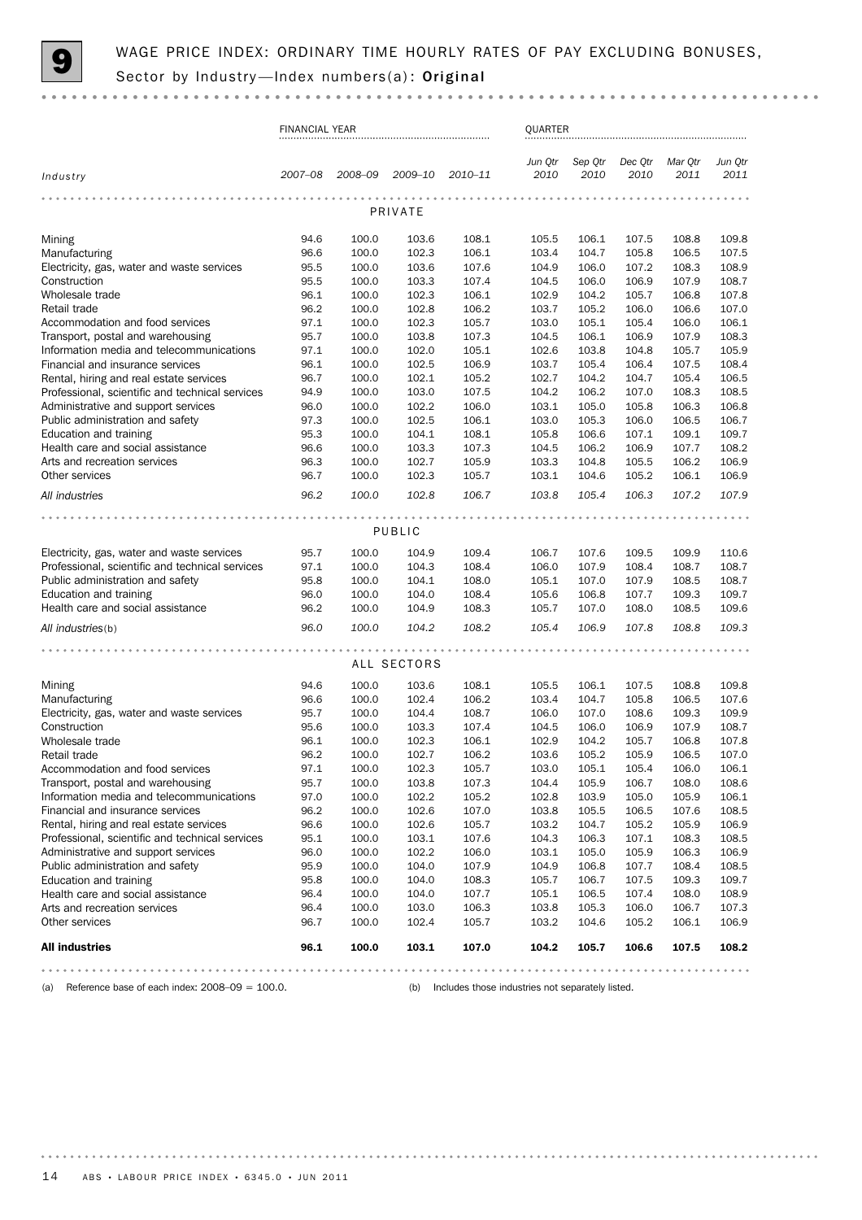# 9 WAGE PRICE INDEX: ORDINARY TIME HOURLY RATES OF PAY EXCLUDING BONUSES, Sector by Industry—Index numbers(a): **Original**

| Industry | FINANCIAL YEAR | | | | QUARTER | | | | |
|---|---|---|---|---|---|---|---|---|---|
| | 2007–08 | 2008–09 | 2009–10 | 2010–11 | Jun Qtr 2010 | Sep Qtr 2010 | Dec Qtr 2010 | Mar Qtr 2011 | Jun Qtr 2011 |
| **PRIVATE** | | | | | | | | | |
| Mining | 94.6 | 100.0 | 103.6 | 108.1 | 105.5 | 106.1 | 107.5 | 108.8 | 109.8 |
| Manufacturing | 96.6 | 100.0 | 102.3 | 106.1 | 103.4 | 104.7 | 105.8 | 106.5 | 107.5 |
| Electricity, gas, water and waste services | 95.5 | 100.0 | 103.6 | 107.6 | 104.9 | 106.0 | 107.2 | 108.3 | 108.9 |
| Construction | 95.5 | 100.0 | 103.3 | 107.4 | 104.5 | 106.0 | 106.9 | 107.9 | 108.7 |
| Wholesale trade | 96.1 | 100.0 | 102.3 | 106.1 | 102.9 | 104.2 | 105.7 | 106.8 | 107.8 |
| Retail trade | 96.2 | 100.0 | 102.8 | 106.2 | 103.7 | 105.2 | 106.0 | 106.6 | 107.0 |
| Accommodation and food services | 97.1 | 100.0 | 102.3 | 105.7 | 103.0 | 105.1 | 105.4 | 106.0 | 106.1 |
| Transport, postal and warehousing | 95.7 | 100.0 | 103.8 | 107.3 | 104.5 | 106.1 | 106.9 | 107.9 | 108.3 |
| Information media and telecommunications | 97.1 | 100.0 | 102.0 | 105.1 | 102.6 | 103.8 | 104.8 | 105.7 | 105.9 |
| Financial and insurance services | 96.1 | 100.0 | 102.5 | 106.9 | 103.7 | 105.4 | 106.4 | 107.5 | 108.4 |
| Rental, hiring and real estate services | 96.7 | 100.0 | 102.1 | 105.2 | 102.7 | 104.2 | 104.7 | 105.4 | 106.5 |
| Professional, scientific and technical services | 94.9 | 100.0 | 103.0 | 107.5 | 104.2 | 106.2 | 107.0 | 108.3 | 108.5 |
| Administrative and support services | 96.0 | 100.0 | 102.2 | 106.0 | 103.1 | 105.0 | 105.8 | 106.3 | 106.8 |
| Public administration and safety | 97.3 | 100.0 | 102.5 | 106.1 | 103.0 | 105.3 | 106.0 | 106.5 | 106.7 |
| Education and training | 95.3 | 100.0 | 104.1 | 108.1 | 105.8 | 106.6 | 107.1 | 109.1 | 109.7 |
| Health care and social assistance | 96.6 | 100.0 | 103.3 | 107.3 | 104.5 | 106.2 | 106.9 | 107.7 | 108.2 |
| Arts and recreation services | 96.3 | 100.0 | 102.7 | 105.9 | 103.3 | 104.8 | 105.5 | 106.2 | 106.9 |
| Other services | 96.7 | 100.0 | 102.3 | 105.7 | 103.1 | 104.6 | 105.2 | 106.1 | 106.9 |
| *All industries* | *96.2* | *100.0* | *102.8* | *106.7* | *103.8* | *105.4* | *106.3* | *107.2* | *107.9* |
| **PUBLIC** | | | | | | | | | |
| Electricity, gas, water and waste services | 95.7 | 100.0 | 104.9 | 109.4 | 106.7 | 107.6 | 109.5 | 109.9 | 110.6 |
| Professional, scientific and technical services | 97.1 | 100.0 | 104.3 | 108.4 | 106.0 | 107.9 | 108.4 | 108.7 | 108.7 |
| Public administration and safety | 95.8 | 100.0 | 104.1 | 108.0 | 105.1 | 107.0 | 107.9 | 108.5 | 108.7 |
| Education and training | 96.0 | 100.0 | 104.0 | 108.4 | 105.6 | 106.8 | 107.7 | 109.3 | 109.7 |
| Health care and social assistance | 96.2 | 100.0 | 104.9 | 108.3 | 105.7 | 107.0 | 108.0 | 108.5 | 109.6 |
| *All industries(b)* | *96.0* | *100.0* | *104.2* | *108.2* | *105.4* | *106.9* | *107.8* | *108.8* | *109.3* |
| **ALL SECTORS** | | | | | | | | | |
| Mining | 94.6 | 100.0 | 103.6 | 108.1 | 105.5 | 106.1 | 107.5 | 108.8 | 109.8 |
| Manufacturing | 96.6 | 100.0 | 102.4 | 106.2 | 103.4 | 104.7 | 105.8 | 106.5 | 107.6 |
| Electricity, gas, water and waste services | 95.7 | 100.0 | 104.4 | 108.7 | 106.0 | 107.0 | 108.6 | 109.3 | 109.9 |
| Construction | 95.6 | 100.0 | 103.3 | 107.4 | 104.5 | 106.0 | 106.9 | 107.9 | 108.7 |
| Wholesale trade | 96.1 | 100.0 | 102.3 | 106.1 | 102.9 | 104.2 | 105.7 | 106.8 | 107.8 |
| Retail trade | 96.2 | 100.0 | 102.7 | 106.2 | 103.6 | 105.2 | 105.9 | 106.5 | 107.0 |
| Accommodation and food services | 97.1 | 100.0 | 102.3 | 105.7 | 103.0 | 105.1 | 105.4 | 106.0 | 106.1 |
| Transport, postal and warehousing | 95.7 | 100.0 | 103.8 | 107.3 | 104.4 | 105.9 | 106.7 | 108.0 | 108.6 |
| Information media and telecommunications | 97.0 | 100.0 | 102.2 | 105.2 | 102.8 | 103.9 | 105.0 | 105.9 | 106.1 |
| Financial and insurance services | 96.2 | 100.0 | 102.6 | 107.0 | 103.8 | 105.5 | 106.5 | 107.6 | 108.5 |
| Rental, hiring and real estate services | 96.6 | 100.0 | 102.6 | 105.7 | 103.2 | 104.7 | 105.2 | 105.9 | 106.9 |
| Professional, scientific and technical services | 95.1 | 100.0 | 103.1 | 107.6 | 104.3 | 106.3 | 107.1 | 108.3 | 108.5 |
| Administrative and support services | 96.0 | 100.0 | 102.2 | 106.0 | 103.1 | 105.0 | 105.9 | 106.3 | 106.9 |
| Public administration and safety | 95.9 | 100.0 | 104.0 | 107.9 | 104.9 | 106.8 | 107.7 | 108.4 | 108.5 |
| Education and training | 95.8 | 100.0 | 104.0 | 108.3 | 105.7 | 106.7 | 107.5 | 109.3 | 109.7 |
| Health care and social assistance | 96.4 | 100.0 | 104.0 | 107.7 | 105.1 | 106.5 | 107.4 | 108.0 | 108.9 |
| Arts and recreation services | 96.4 | 100.0 | 103.0 | 106.3 | 103.8 | 105.3 | 106.0 | 106.7 | 107.3 |
| Other services | 96.7 | 100.0 | 102.4 | 105.7 | 103.2 | 104.6 | 105.2 | 106.1 | 106.9 |
| **All industries** | **96.1** | **100.0** | **103.1** | **107.0** | **104.2** | **105.7** | **106.6** | **107.5** | **108.2** |

(a) Reference base of each index: 2008–09 = 100.0.

(b) Includes those industries not separately listed.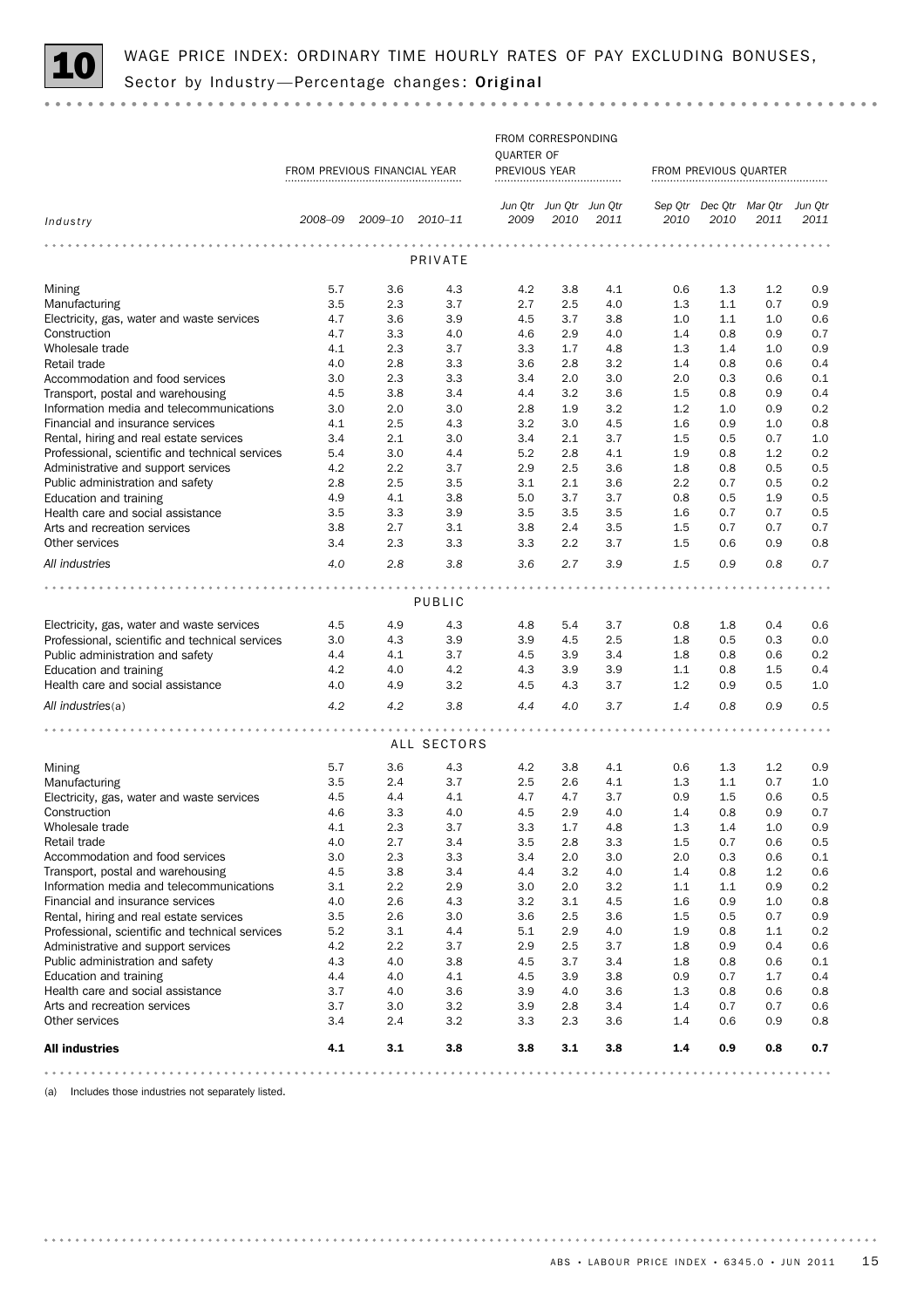## 10 WAGE PRICE INDEX: ORDINARY TIME HOURLY RATES OF PAY EXCLUDING BONUSES, Sector by Industry—Percentage changes: **Original**

| | FROM PREVIOUS FINANCIAL YEAR | | | FROM CORRESPONDING QUARTER OF PREVIOUS YEAR | | | FROM PREVIOUS QUARTER | | | |
|---|---|---|---|---|---|---|---|---|---|---|
| *Industry* | *2008–09* | *2009–10* | *2010–11* | *Jun Qtr 2009* | *Jun Qtr 2010* | *Jun Qtr 2011* | *Sep Qtr 2010* | *Dec Qtr 2010* | *Mar Qtr 2011* | *Jun Qtr 2011* |
| | | | PRIVATE | | | | | | | |
| Mining | 5.7 | 3.6 | 4.3 | 4.2 | 3.8 | 4.1 | 0.6 | 1.3 | 1.2 | 0.9 |
| Manufacturing | 3.5 | 2.3 | 3.7 | 2.7 | 2.5 | 4.0 | 1.3 | 1.1 | 0.7 | 0.9 |
| Electricity, gas, water and waste services | 4.7 | 3.6 | 3.9 | 4.5 | 3.7 | 3.8 | 1.0 | 1.1 | 1.0 | 0.6 |
| Construction | 4.7 | 3.3 | 4.0 | 4.6 | 2.9 | 4.0 | 1.4 | 0.8 | 0.9 | 0.7 |
| Wholesale trade | 4.1 | 2.3 | 3.7 | 3.3 | 1.7 | 4.8 | 1.3 | 1.4 | 1.0 | 0.9 |
| Retail trade | 4.0 | 2.8 | 3.3 | 3.6 | 2.8 | 3.2 | 1.4 | 0.8 | 0.6 | 0.4 |
| Accommodation and food services | 3.0 | 2.3 | 3.3 | 3.4 | 2.0 | 3.0 | 2.0 | 0.3 | 0.6 | 0.1 |
| Transport, postal and warehousing | 4.5 | 3.8 | 3.4 | 4.4 | 3.2 | 3.6 | 1.5 | 0.8 | 0.9 | 0.4 |
| Information media and telecommunications | 3.0 | 2.0 | 3.0 | 2.8 | 1.9 | 3.2 | 1.2 | 1.0 | 0.9 | 0.2 |
| Financial and insurance services | 4.1 | 2.5 | 4.3 | 3.2 | 3.0 | 4.5 | 1.6 | 0.9 | 1.0 | 0.8 |
| Rental, hiring and real estate services | 3.4 | 2.1 | 3.0 | 3.4 | 2.1 | 3.7 | 1.5 | 0.5 | 0.7 | 1.0 |
| Professional, scientific and technical services | 5.4 | 3.0 | 4.4 | 5.2 | 2.8 | 4.1 | 1.9 | 0.8 | 1.2 | 0.2 |
| Administrative and support services | 4.2 | 2.2 | 3.7 | 2.9 | 2.5 | 3.6 | 1.8 | 0.8 | 0.5 | 0.5 |
| Public administration and safety | 2.8 | 2.5 | 3.5 | 3.1 | 2.1 | 3.6 | 2.2 | 0.7 | 0.5 | 0.2 |
| Education and training | 4.9 | 4.1 | 3.8 | 5.0 | 3.7 | 3.7 | 0.8 | 0.5 | 1.9 | 0.5 |
| Health care and social assistance | 3.5 | 3.3 | 3.9 | 3.5 | 3.5 | 3.5 | 1.6 | 0.7 | 0.7 | 0.5 |
| Arts and recreation services | 3.8 | 2.7 | 3.1 | 3.8 | 2.4 | 3.5 | 1.5 | 0.7 | 0.7 | 0.7 |
| Other services | 3.4 | 2.3 | 3.3 | 3.3 | 2.2 | 3.7 | 1.5 | 0.6 | 0.9 | 0.8 |
| *All industries* | *4.0* | *2.8* | *3.8* | *3.6* | *2.7* | *3.9* | *1.5* | *0.9* | *0.8* | *0.7* |
| | | | PUBLIC | | | | | | | |
| Electricity, gas, water and waste services | 4.5 | 4.9 | 4.3 | 4.8 | 5.4 | 3.7 | 0.8 | 1.8 | 0.4 | 0.6 |
| Professional, scientific and technical services | 3.0 | 4.3 | 3.9 | 3.9 | 4.5 | 2.5 | 1.8 | 0.5 | 0.3 | 0.0 |
| Public administration and safety | 4.4 | 4.1 | 3.7 | 4.5 | 3.9 | 3.4 | 1.8 | 0.8 | 0.6 | 0.2 |
| Education and training | 4.2 | 4.0 | 4.2 | 4.3 | 3.9 | 3.9 | 1.1 | 0.8 | 1.5 | 0.4 |
| Health care and social assistance | 4.0 | 4.9 | 3.2 | 4.5 | 4.3 | 3.7 | 1.2 | 0.9 | 0.5 | 1.0 |
| *All industries*(a) | *4.2* | *4.2* | *3.8* | *4.4* | *4.0* | *3.7* | *1.4* | *0.8* | *0.9* | *0.5* |
| | | | ALL SECTORS | | | | | | | |
| Mining | 5.7 | 3.6 | 4.3 | 4.2 | 3.8 | 4.1 | 0.6 | 1.3 | 1.2 | 0.9 |
| Manufacturing | 3.5 | 2.4 | 3.7 | 2.5 | 2.6 | 4.1 | 1.3 | 1.1 | 0.7 | 1.0 |
| Electricity, gas, water and waste services | 4.5 | 4.4 | 4.1 | 4.7 | 4.7 | 3.7 | 0.9 | 1.5 | 0.6 | 0.5 |
| Construction | 4.6 | 3.3 | 4.0 | 4.5 | 2.9 | 4.0 | 1.4 | 0.8 | 0.9 | 0.7 |
| Wholesale trade | 4.1 | 2.3 | 3.7 | 3.3 | 1.7 | 4.8 | 1.3 | 1.4 | 1.0 | 0.9 |
| Retail trade | 4.0 | 2.7 | 3.4 | 3.5 | 2.8 | 3.3 | 1.5 | 0.7 | 0.6 | 0.5 |
| Accommodation and food services | 3.0 | 2.3 | 3.3 | 3.4 | 2.0 | 3.0 | 2.0 | 0.3 | 0.6 | 0.1 |
| Transport, postal and warehousing | 4.5 | 3.8 | 3.4 | 4.4 | 3.2 | 4.0 | 1.4 | 0.8 | 1.2 | 0.6 |
| Information media and telecommunications | 3.1 | 2.2 | 2.9 | 3.0 | 2.0 | 3.2 | 1.1 | 1.1 | 0.9 | 0.2 |
| Financial and insurance services | 4.0 | 2.6 | 4.3 | 3.2 | 3.1 | 4.5 | 1.6 | 0.9 | 1.0 | 0.8 |
| Rental, hiring and real estate services | 3.5 | 2.6 | 3.0 | 3.6 | 2.5 | 3.6 | 1.5 | 0.5 | 0.7 | 0.9 |
| Professional, scientific and technical services | 5.2 | 3.1 | 4.4 | 5.1 | 2.9 | 4.0 | 1.9 | 0.8 | 1.1 | 0.2 |
| Administrative and support services | 4.2 | 2.2 | 3.7 | 2.9 | 2.5 | 3.7 | 1.8 | 0.9 | 0.4 | 0.6 |
| Public administration and safety | 4.3 | 4.0 | 3.8 | 4.5 | 3.7 | 3.4 | 1.8 | 0.8 | 0.6 | 0.1 |
| Education and training | 4.4 | 4.0 | 4.1 | 4.5 | 3.9 | 3.8 | 0.9 | 0.7 | 1.7 | 0.4 |
| Health care and social assistance | 3.7 | 4.0 | 3.6 | 3.9 | 4.0 | 3.6 | 1.3 | 0.8 | 0.6 | 0.8 |
| Arts and recreation services | 3.7 | 3.0 | 3.2 | 3.9 | 2.8 | 3.4 | 1.4 | 0.7 | 0.7 | 0.6 |
| Other services | 3.4 | 2.4 | 3.2 | 3.3 | 2.3 | 3.6 | 1.4 | 0.6 | 0.9 | 0.8 |
| **All industries** | **4.1** | **3.1** | **3.8** | **3.8** | **3.1** | **3.8** | **1.4** | **0.9** | **0.8** | **0.7** |

(a) Includes those industries not separately listed.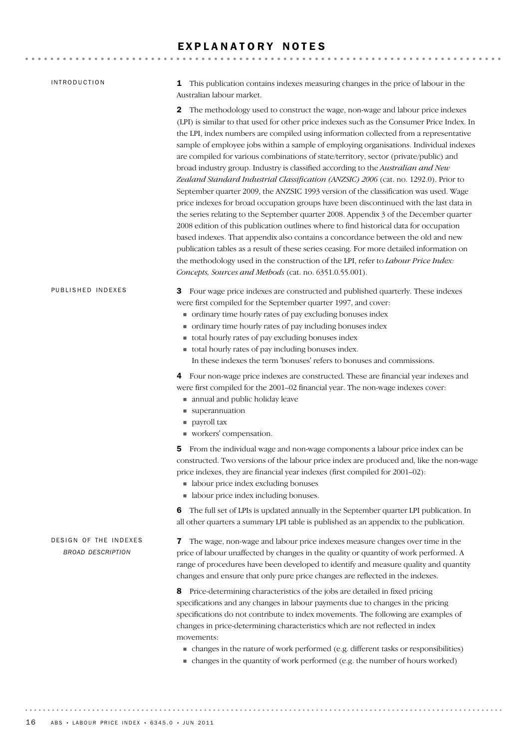# EXPLANATORY NOTES

## INTRODUCTION

**1** This publication contains indexes measuring changes in the price of labour in the Australian labour market.

**2** The methodology used to construct the wage, non-wage and labour price indexes (LPI) is similar to that used for other price indexes such as the Consumer Price Index. In the LPI, index numbers are compiled using information collected from a representative sample of employee jobs within a sample of employing organisations. Individual indexes are compiled for various combinations of state/territory, sector (private/public) and broad industry group. Industry is classified according to the *Australian and New Zealand Standard Industrial Classification (ANZSIC) 2006* (cat. no. 1292.0). Prior to September quarter 2009, the ANZSIC 1993 version of the classification was used. Wage price indexes for broad occupation groups have been discontinued with the last data in the series relating to the September quarter 2008. Appendix 3 of the December quarter 2008 edition of this publication outlines where to find historical data for occupation based indexes. That appendix also contains a concordance between the old and new publication tables as a result of these series ceasing. For more detailed information on the methodology used in the construction of the LPI, refer to *Labour Price Index: Concepts, Sources and Methods* (cat. no. 6351.0.55.001).

## PUBLISHED INDEXES

**3** Four wage price indexes are constructed and published quarterly. These indexes were first compiled for the September quarter 1997, and cover:

- ordinary time hourly rates of pay excluding bonuses index
- ordinary time hourly rates of pay including bonuses index
- total hourly rates of pay excluding bonuses index
- total hourly rates of pay including bonuses index.

In these indexes the term 'bonuses' refers to bonuses and commissions.

**4** Four non-wage price indexes are constructed. These are financial year indexes and were first compiled for the 2001–02 financial year. The non-wage indexes cover:

- annual and public holiday leave
- superannuation
- payroll tax
- workers' compensation.

**5** From the individual wage and non-wage components a labour price index can be constructed. Two versions of the labour price index are produced and, like the non-wage price indexes, they are financial year indexes (first compiled for 2001–02):

- labour price index excluding bonuses
- labour price index including bonuses.

**6** The full set of LPIs is updated annually in the September quarter LPI publication. In all other quarters a summary LPI table is published as an appendix to the publication.

## DESIGN OF THE INDEXES

### *BROAD DESCRIPTION*

**7** The wage, non-wage and labour price indexes measure changes over time in the price of labour unaffected by changes in the quality or quantity of work performed. A range of procedures have been developed to identify and measure quality and quantity changes and ensure that only pure price changes are reflected in the indexes.

**8** Price-determining characteristics of the jobs are detailed in fixed pricing specifications and any changes in labour payments due to changes in the pricing specifications do not contribute to index movements. The following are examples of changes in price-determining characteristics which are not reflected in index movements:

- changes in the nature of work performed (e.g. different tasks or responsibilities)
- changes in the quantity of work performed (e.g. the number of hours worked)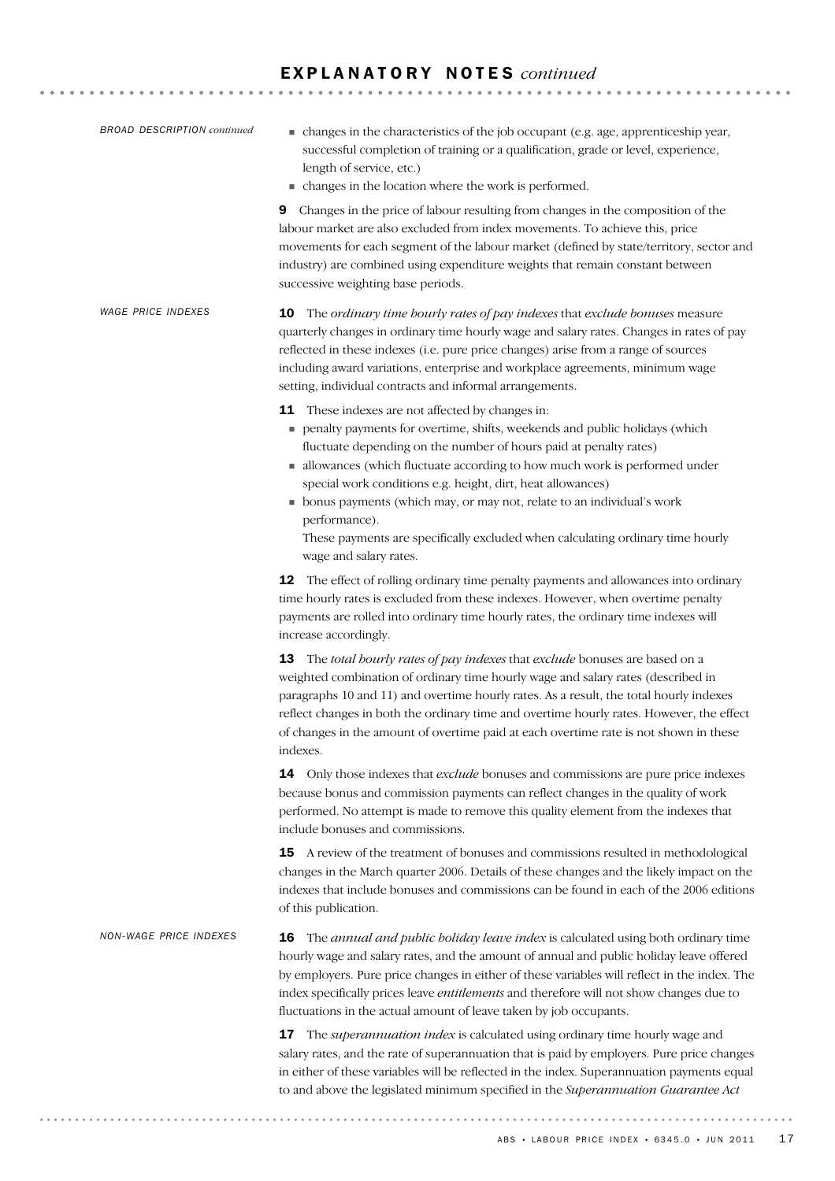## EXPLANATORY NOTES *continued*

*BROAD DESCRIPTION continued*

- changes in the characteristics of the job occupant (e.g. age, apprenticeship year, successful completion of training or a qualification, grade or level, experience, length of service, etc.)
- changes in the location where the work is performed.

**9** Changes in the price of labour resulting from changes in the composition of the labour market are also excluded from index movements. To achieve this, price movements for each segment of the labour market (defined by state/territory, sector and industry) are combined using expenditure weights that remain constant between successive weighting base periods.

*WAGE PRICE INDEXES*

**10** The *ordinary time hourly rates of pay indexes* that *exclude bonuses* measure quarterly changes in ordinary time hourly wage and salary rates. Changes in rates of pay reflected in these indexes (i.e. pure price changes) arise from a range of sources including award variations, enterprise and workplace agreements, minimum wage setting, individual contracts and informal arrangements.

**11** These indexes are not affected by changes in:

- penalty payments for overtime, shifts, weekends and public holidays (which fluctuate depending on the number of hours paid at penalty rates)
- allowances (which fluctuate according to how much work is performed under special work conditions e.g. height, dirt, heat allowances)
- bonus payments (which may, or may not, relate to an individual's work performance).

These payments are specifically excluded when calculating ordinary time hourly wage and salary rates.

**12** The effect of rolling ordinary time penalty payments and allowances into ordinary time hourly rates is excluded from these indexes. However, when overtime penalty payments are rolled into ordinary time hourly rates, the ordinary time indexes will increase accordingly.

**13** The *total hourly rates of pay indexes* that *exclude* bonuses are based on a weighted combination of ordinary time hourly wage and salary rates (described in paragraphs 10 and 11) and overtime hourly rates. As a result, the total hourly indexes reflect changes in both the ordinary time and overtime hourly rates. However, the effect of changes in the amount of overtime paid at each overtime rate is not shown in these indexes.

**14** Only those indexes that *exclude* bonuses and commissions are pure price indexes because bonus and commission payments can reflect changes in the quality of work performed. No attempt is made to remove this quality element from the indexes that include bonuses and commissions.

**15** A review of the treatment of bonuses and commissions resulted in methodological changes in the March quarter 2006. Details of these changes and the likely impact on the indexes that include bonuses and commissions can be found in each of the 2006 editions of this publication.

*NON-WAGE PRICE INDEXES*

**16** The *annual and public holiday leave index* is calculated using both ordinary time hourly wage and salary rates, and the amount of annual and public holiday leave offered by employers. Pure price changes in either of these variables will reflect in the index. The index specifically prices leave *entitlements* and therefore will not show changes due to fluctuations in the actual amount of leave taken by job occupants.

**17** The *superannuation index* is calculated using ordinary time hourly wage and salary rates, and the rate of superannuation that is paid by employers. Pure price changes in either of these variables will be reflected in the index. Superannuation payments equal to and above the legislated minimum specified in the *Superannuation Guarantee Act*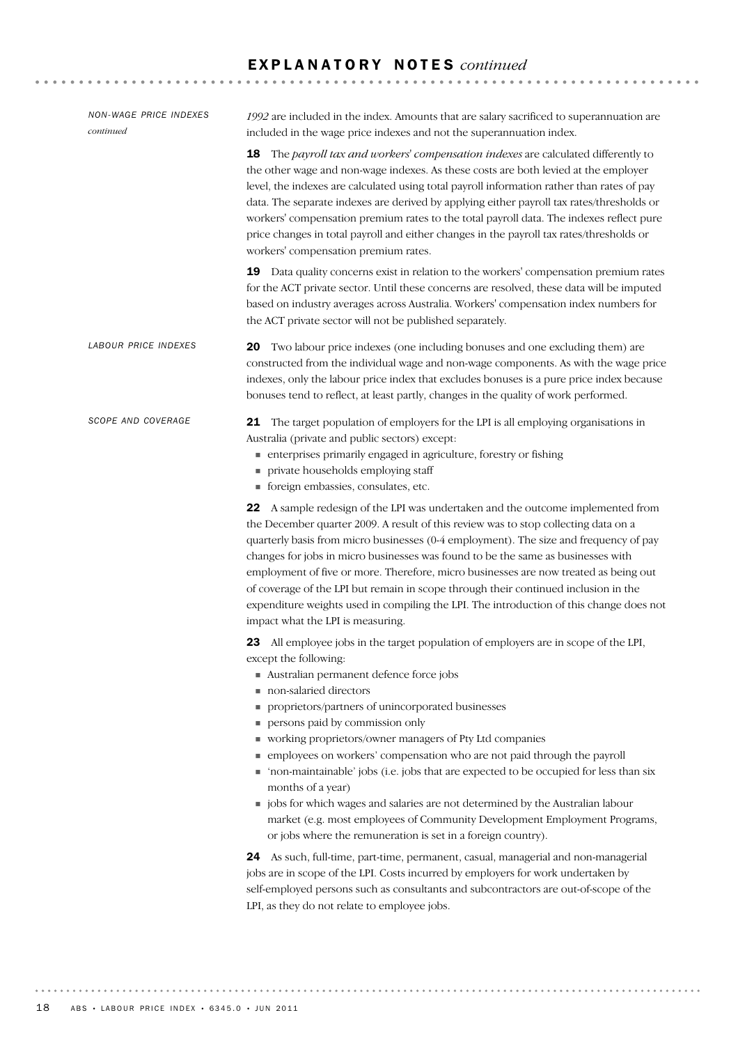## EXPLANATORY NOTES *continued*

### NON-WAGE PRICE INDEXES *continued*

*1992* are included in the index. Amounts that are salary sacrificed to superannuation are included in the wage price indexes and not the superannuation index.

**18** The *payroll tax and workers' compensation indexes* are calculated differently to the other wage and non-wage indexes. As these costs are both levied at the employer level, the indexes are calculated using total payroll information rather than rates of pay data. The separate indexes are derived by applying either payroll tax rates/thresholds or workers' compensation premium rates to the total payroll data. The indexes reflect pure price changes in total payroll and either changes in the payroll tax rates/thresholds or workers' compensation premium rates.

**19** Data quality concerns exist in relation to the workers' compensation premium rates for the ACT private sector. Until these concerns are resolved, these data will be imputed based on industry averages across Australia. Workers' compensation index numbers for the ACT private sector will not be published separately.

### LABOUR PRICE INDEXES

**20** Two labour price indexes (one including bonuses and one excluding them) are constructed from the individual wage and non-wage components. As with the wage price indexes, only the labour price index that excludes bonuses is a pure price index because bonuses tend to reflect, at least partly, changes in the quality of work performed.

### SCOPE AND COVERAGE

**21** The target population of employers for the LPI is all employing organisations in Australia (private and public sectors) except:

- enterprises primarily engaged in agriculture, forestry or fishing
- private households employing staff
- foreign embassies, consulates, etc.

**22** A sample redesign of the LPI was undertaken and the outcome implemented from the December quarter 2009. A result of this review was to stop collecting data on a quarterly basis from micro businesses (0-4 employment). The size and frequency of pay changes for jobs in micro businesses was found to be the same as businesses with employment of five or more. Therefore, micro businesses are now treated as being out of coverage of the LPI but remain in scope through their continued inclusion in the expenditure weights used in compiling the LPI. The introduction of this change does not impact what the LPI is measuring.

**23** All employee jobs in the target population of employers are in scope of the LPI, except the following:

- Australian permanent defence force jobs
- non-salaried directors
- proprietors/partners of unincorporated businesses
- persons paid by commission only
- working proprietors/owner managers of Pty Ltd companies
- employees on workers' compensation who are not paid through the payroll
- 'non-maintainable' jobs (i.e. jobs that are expected to be occupied for less than six months of a year)
- jobs for which wages and salaries are not determined by the Australian labour market (e.g. most employees of Community Development Employment Programs, or jobs where the remuneration is set in a foreign country).

**24** As such, full-time, part-time, permanent, casual, managerial and non-managerial jobs are in scope of the LPI. Costs incurred by employers for work undertaken by self-employed persons such as consultants and subcontractors are out-of-scope of the LPI, as they do not relate to employee jobs.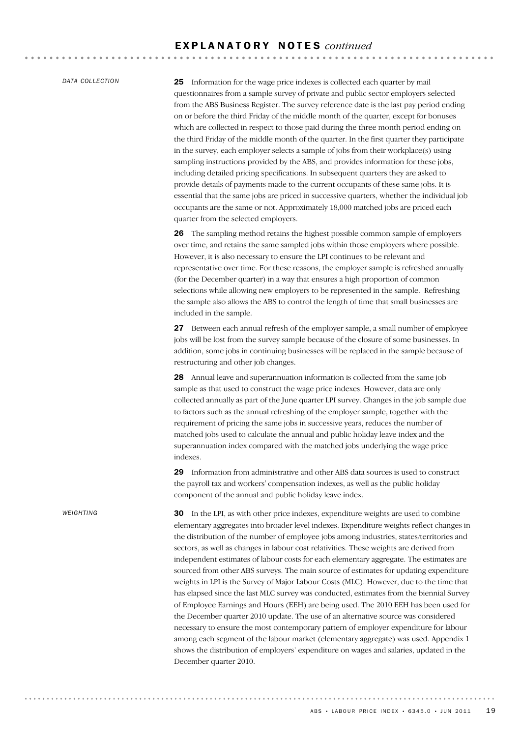## EXPLANATORY NOTES *continued*

### DATA COLLECTION

**25** Information for the wage price indexes is collected each quarter by mail questionnaires from a sample survey of private and public sector employers selected from the ABS Business Register. The survey reference date is the last pay period ending on or before the third Friday of the middle month of the quarter, except for bonuses which are collected in respect to those paid during the three month period ending on the third Friday of the middle month of the quarter. In the first quarter they participate in the survey, each employer selects a sample of jobs from their workplace(s) using sampling instructions provided by the ABS, and provides information for these jobs, including detailed pricing specifications. In subsequent quarters they are asked to provide details of payments made to the current occupants of these same jobs. It is essential that the same jobs are priced in successive quarters, whether the individual job occupants are the same or not. Approximately 18,000 matched jobs are priced each quarter from the selected employers.

**26** The sampling method retains the highest possible common sample of employers over time, and retains the same sampled jobs within those employers where possible. However, it is also necessary to ensure the LPI continues to be relevant and representative over time. For these reasons, the employer sample is refreshed annually (for the December quarter) in a way that ensures a high proportion of common selections while allowing new employers to be represented in the sample. Refreshing the sample also allows the ABS to control the length of time that small businesses are included in the sample.

**27** Between each annual refresh of the employer sample, a small number of employee jobs will be lost from the survey sample because of the closure of some businesses. In addition, some jobs in continuing businesses will be replaced in the sample because of restructuring and other job changes.

**28** Annual leave and superannuation information is collected from the same job sample as that used to construct the wage price indexes. However, data are only collected annually as part of the June quarter LPI survey. Changes in the job sample due to factors such as the annual refreshing of the employer sample, together with the requirement of pricing the same jobs in successive years, reduces the number of matched jobs used to calculate the annual and public holiday leave index and the superannuation index compared with the matched jobs underlying the wage price indexes.

**29** Information from administrative and other ABS data sources is used to construct the payroll tax and workers' compensation indexes, as well as the public holiday component of the annual and public holiday leave index.

### WEIGHTING

**30** In the LPI, as with other price indexes, expenditure weights are used to combine elementary aggregates into broader level indexes. Expenditure weights reflect changes in the distribution of the number of employee jobs among industries, states/territories and sectors, as well as changes in labour cost relativities. These weights are derived from independent estimates of labour costs for each elementary aggregate. The estimates are sourced from other ABS surveys. The main source of estimates for updating expenditure weights in LPI is the Survey of Major Labour Costs (MLC). However, due to the time that has elapsed since the last MLC survey was conducted, estimates from the biennial Survey of Employee Earnings and Hours (EEH) are being used. The 2010 EEH has been used for the December quarter 2010 update. The use of an alternative source was considered necessary to ensure the most contemporary pattern of employer expenditure for labour among each segment of the labour market (elementary aggregate) was used. Appendix 1 shows the distribution of employers' expenditure on wages and salaries, updated in the December quarter 2010.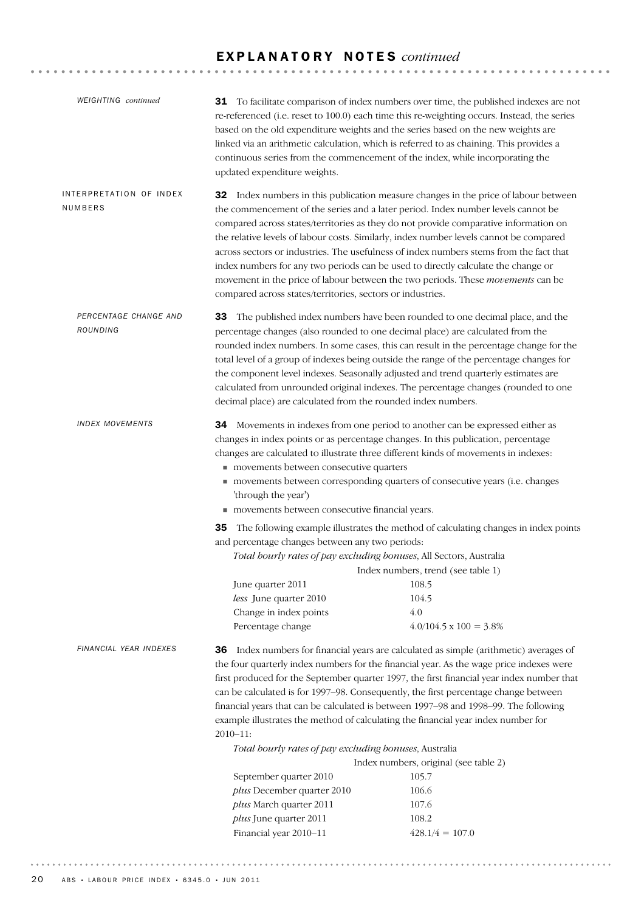## EXPLANATORY NOTES *continued*

*WEIGHTING continued*

**31** To facilitate comparison of index numbers over time, the published indexes are not re-referenced (i.e. reset to 100.0) each time this re-weighting occurs. Instead, the series based on the old expenditure weights and the series based on the new weights are linked via an arithmetic calculation, which is referred to as chaining. This provides a continuous series from the commencement of the index, while incorporating the updated expenditure weights.

### INTERPRETATION OF INDEX NUMBERS

**32** Index numbers in this publication measure changes in the price of labour between the commencement of the series and a later period. Index number levels cannot be compared across states/territories as they do not provide comparative information on the relative levels of labour costs. Similarly, index number levels cannot be compared across sectors or industries. The usefulness of index numbers stems from the fact that index numbers for any two periods can be used to directly calculate the change or movement in the price of labour between the two periods. These *movements* can be compared across states/territories, sectors or industries.

*PERCENTAGE CHANGE AND ROUNDING*

**33** The published index numbers have been rounded to one decimal place, and the percentage changes (also rounded to one decimal place) are calculated from the rounded index numbers. In some cases, this can result in the percentage change for the total level of a group of indexes being outside the range of the percentage changes for the component level indexes. Seasonally adjusted and trend quarterly estimates are calculated from unrounded original indexes. The percentage changes (rounded to one decimal place) are calculated from the rounded index numbers.

*INDEX MOVEMENTS*

**34** Movements in indexes from one period to another can be expressed either as changes in index points or as percentage changes. In this publication, percentage changes are calculated to illustrate three different kinds of movements in indexes:

- movements between consecutive quarters
- movements between corresponding quarters of consecutive years (i.e. changes 'through the year')
- movements between consecutive financial years.

**35** The following example illustrates the method of calculating changes in index points and percentage changes between any two periods:

*Total hourly rates of pay excluding bonuses*, All Sectors, Australia

| | Index numbers, trend (see table 1) |
|---|---|
| June quarter 2011 | 108.5 |
| *less* June quarter 2010 | 104.5 |
| Change in index points | 4.0 |
| Percentage change | 4.0/104.5 x 100 = 3.8% |

*FINANCIAL YEAR INDEXES*

**36** Index numbers for financial years are calculated as simple (arithmetic) averages of the four quarterly index numbers for the financial year. As the wage price indexes were first produced for the September quarter 1997, the first financial year index number that can be calculated is for 1997–98. Consequently, the first percentage change between financial years that can be calculated is between 1997–98 and 1998–99. The following example illustrates the method of calculating the financial year index number for 2010–11:

*Total hourly rates of pay excluding bonuses*, Australia

| | Index numbers, original (see table 2) |
|---|---|
| September quarter 2010 | 105.7 |
| *plus* December quarter 2010 | 106.6 |
| *plus* March quarter 2011 | 107.6 |
| *plus* June quarter 2011 | 108.2 |
| Financial year 2010–11 | 428.1/4 = 107.0 |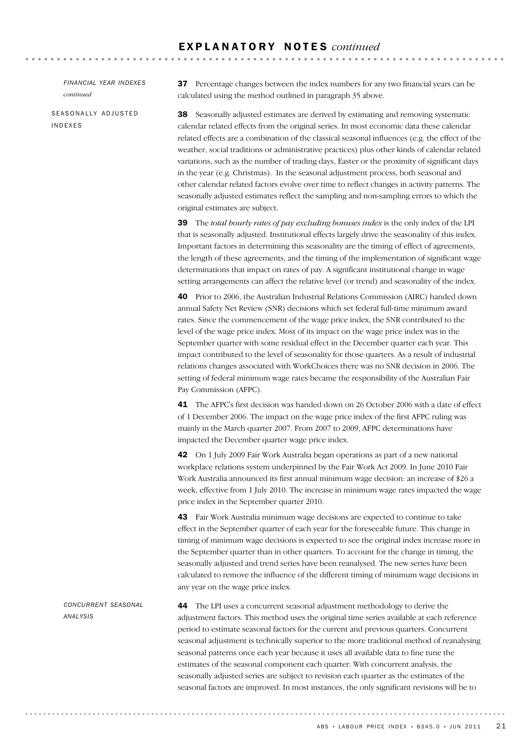# EXPLANATORY NOTES *continued*

*FINANCIAL YEAR INDEXES continued*

**37** Percentage changes between the index numbers for any two financial years can be calculated using the method outlined in paragraph 35 above.

## SEASONALLY ADJUSTED INDEXES

**38** Seasonally adjusted estimates are derived by estimating and removing systematic calendar related effects from the original series. In most economic data these calendar related effects are a combination of the classical seasonal influences (e.g. the effect of the weather, social traditions or administrative practices) plus other kinds of calendar related variations, such as the number of trading days, Easter or the proximity of significant days in the year (e.g. Christmas). In the seasonal adjustment process, both seasonal and other calendar related factors evolve over time to reflect changes in activity patterns. The seasonally adjusted estimates reflect the sampling and non-sampling errors to which the original estimates are subject.

**39** The *total hourly rates of pay excluding bonuses index* is the only index of the LPI that is seasonally adjusted. Institutional effects largely drive the seasonality of this index. Important factors in determining this seasonality are the timing of effect of agreements, the length of these agreements, and the timing of the implementation of significant wage determinations that impact on rates of pay. A significant institutional change in wage setting arrangements can affect the relative level (or trend) and seasonality of the index.

**40** Prior to 2006, the Australian Industrial Relations Commission (AIRC) handed down annual Safety Net Review (SNR) decisions which set federal full-time minimum award rates. Since the commencement of the wage price index, the SNR contributed to the level of the wage price index. Most of its impact on the wage price index was in the September quarter with some residual effect in the December quarter each year. This impact contributed to the level of seasonality for those quarters. As a result of industrial relations changes associated with WorkChoices there was no SNR decision in 2006. The setting of federal minimum wage rates became the responsibility of the Australian Fair Pay Commission (AFPC).

**41** The AFPC's first decision was handed down on 26 October 2006 with a date of effect of 1 December 2006. The impact on the wage price index of the first AFPC ruling was mainly in the March quarter 2007. From 2007 to 2009, AFPC determinations have impacted the December quarter wage price index.

**42** On 1 July 2009 Fair Work Australia began operations as part of a new national workplace relations system underpinned by the Fair Work Act 2009. In June 2010 Fair Work Australia announced its first annual minimum wage decision: an increase of $26 a week, effective from 1 July 2010. The increase in minimum wage rates impacted the wage price index in the September quarter 2010.

**43** Fair Work Australia minimum wage decisions are expected to continue to take effect in the September quarter of each year for the foreseeable future. This change in timing of minimum wage decisions is expected to see the original index increase more in the September quarter than in other quarters. To account for the change in timing, the seasonally adjusted and trend series have been reanalysed. The new series have been calculated to remove the influence of the different timing of minimum wage decisions in any year on the wage price index.

### *CONCURRENT SEASONAL ANALYSIS*

**44** The LPI uses a concurrent seasonal adjustment methodology to derive the adjustment factors. This method uses the original time series available at each reference period to estimate seasonal factors for the current and previous quarters. Concurrent seasonal adjustment is technically superior to the more traditional method of reanalysing seasonal patterns once each year because it uses all available data to fine tune the estimates of the seasonal component each quarter. With concurrent analysis, the seasonally adjusted series are subject to revision each quarter as the estimates of the seasonal factors are improved. In most instances, the only significant revisions will be to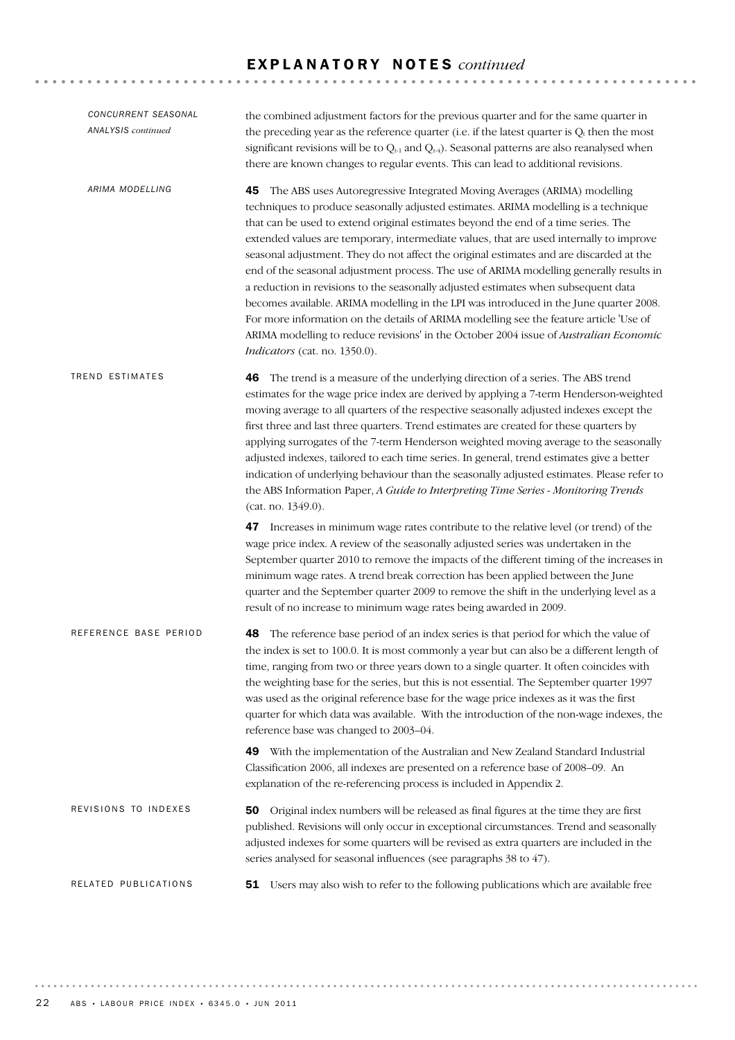# EXPLANATORY NOTES *continued*

### *CONCURRENT SEASONAL ANALYSIS continued*

the combined adjustment factors for the previous quarter and for the same quarter in the preceding year as the reference quarter (i.e. if the latest quarter is $Q_t$ then the most significant revisions will be to $Q_{t-1}$ and $Q_{t-4}$). Seasonal patterns are also reanalysed when there are known changes to regular events. This can lead to additional revisions.

### *ARIMA MODELLING*

**45** The ABS uses Autoregressive Integrated Moving Averages (ARIMA) modelling techniques to produce seasonally adjusted estimates. ARIMA modelling is a technique that can be used to extend original estimates beyond the end of a time series. The extended values are temporary, intermediate values, that are used internally to improve seasonal adjustment. They do not affect the original estimates and are discarded at the end of the seasonal adjustment process. The use of ARIMA modelling generally results in a reduction in revisions to the seasonally adjusted estimates when subsequent data becomes available. ARIMA modelling in the LPI was introduced in the June quarter 2008. For more information on the details of ARIMA modelling see the feature article 'Use of ARIMA modelling to reduce revisions' in the October 2004 issue of *Australian Economic Indicators* (cat. no. 1350.0).

## TREND ESTIMATES

**46** The trend is a measure of the underlying direction of a series. The ABS trend estimates for the wage price index are derived by applying a 7-term Henderson-weighted moving average to all quarters of the respective seasonally adjusted indexes except the first three and last three quarters. Trend estimates are created for these quarters by applying surrogates of the 7-term Henderson weighted moving average to the seasonally adjusted indexes, tailored to each time series. In general, trend estimates give a better indication of underlying behaviour than the seasonally adjusted estimates. Please refer to the ABS Information Paper, *A Guide to Interpreting Time Series - Monitoring Trends* (cat. no. 1349.0).

**47** Increases in minimum wage rates contribute to the relative level (or trend) of the wage price index. A review of the seasonally adjusted series was undertaken in the September quarter 2010 to remove the impacts of the different timing of the increases in minimum wage rates. A trend break correction has been applied between the June quarter and the September quarter 2009 to remove the shift in the underlying level as a result of no increase to minimum wage rates being awarded in 2009.

## REFERENCE BASE PERIOD

**48** The reference base period of an index series is that period for which the value of the index is set to 100.0. It is most commonly a year but can also be a different length of time, ranging from two or three years down to a single quarter. It often coincides with the weighting base for the series, but this is not essential. The September quarter 1997 was used as the original reference base for the wage price indexes as it was the first quarter for which data was available. With the introduction of the non-wage indexes, the reference base was changed to 2003–04.

**49** With the implementation of the Australian and New Zealand Standard Industrial Classification 2006, all indexes are presented on a reference base of 2008–09. An explanation of the re-referencing process is included in Appendix 2.

## REVISIONS TO INDEXES

**50** Original index numbers will be released as final figures at the time they are first published. Revisions will only occur in exceptional circumstances. Trend and seasonally adjusted indexes for some quarters will be revised as extra quarters are included in the series analysed for seasonal influences (see paragraphs 38 to 47).

## RELATED PUBLICATIONS

**51** Users may also wish to refer to the following publications which are available free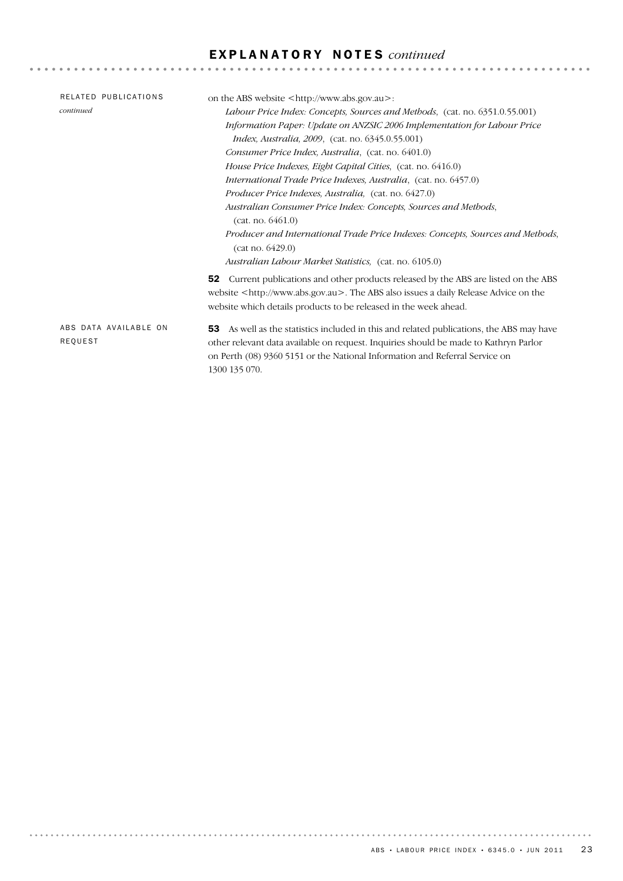## EXPLANATORY NOTES *continued*

### RELATED PUBLICATIONS *continued*

on the ABS website <http://www.abs.gov.au>:

- *Labour Price Index: Concepts, Sources and Methods*, (cat. no. 6351.0.55.001)
- *Information Paper: Update on ANZSIC 2006 Implementation for Labour Price Index, Australia, 2009*, (cat. no. 6345.0.55.001)
- *Consumer Price Index, Australia*, (cat. no. 6401.0)
- *House Price Indexes, Eight Capital Cities*, (cat. no. 6416.0)
- *International Trade Price Indexes, Australia*, (cat. no. 6457.0)
- *Producer Price Indexes, Australia*, (cat. no. 6427.0)
- *Australian Consumer Price Index: Concepts, Sources and Methods*, (cat. no. 6461.0)
- *Producer and International Trade Price Indexes: Concepts, Sources and Methods*, (cat no. 6429.0)
- *Australian Labour Market Statistics*, (cat. no. 6105.0)

**52** Current publications and other products released by the ABS are listed on the ABS website <http://www.abs.gov.au>. The ABS also issues a daily Release Advice on the website which details products to be released in the week ahead.

### ABS DATA AVAILABLE ON REQUEST

**53** As well as the statistics included in this and related publications, the ABS may have other relevant data available on request. Inquiries should be made to Kathryn Parlor on Perth (08) 9360 5151 or the National Information and Referral Service on 1300 135 070.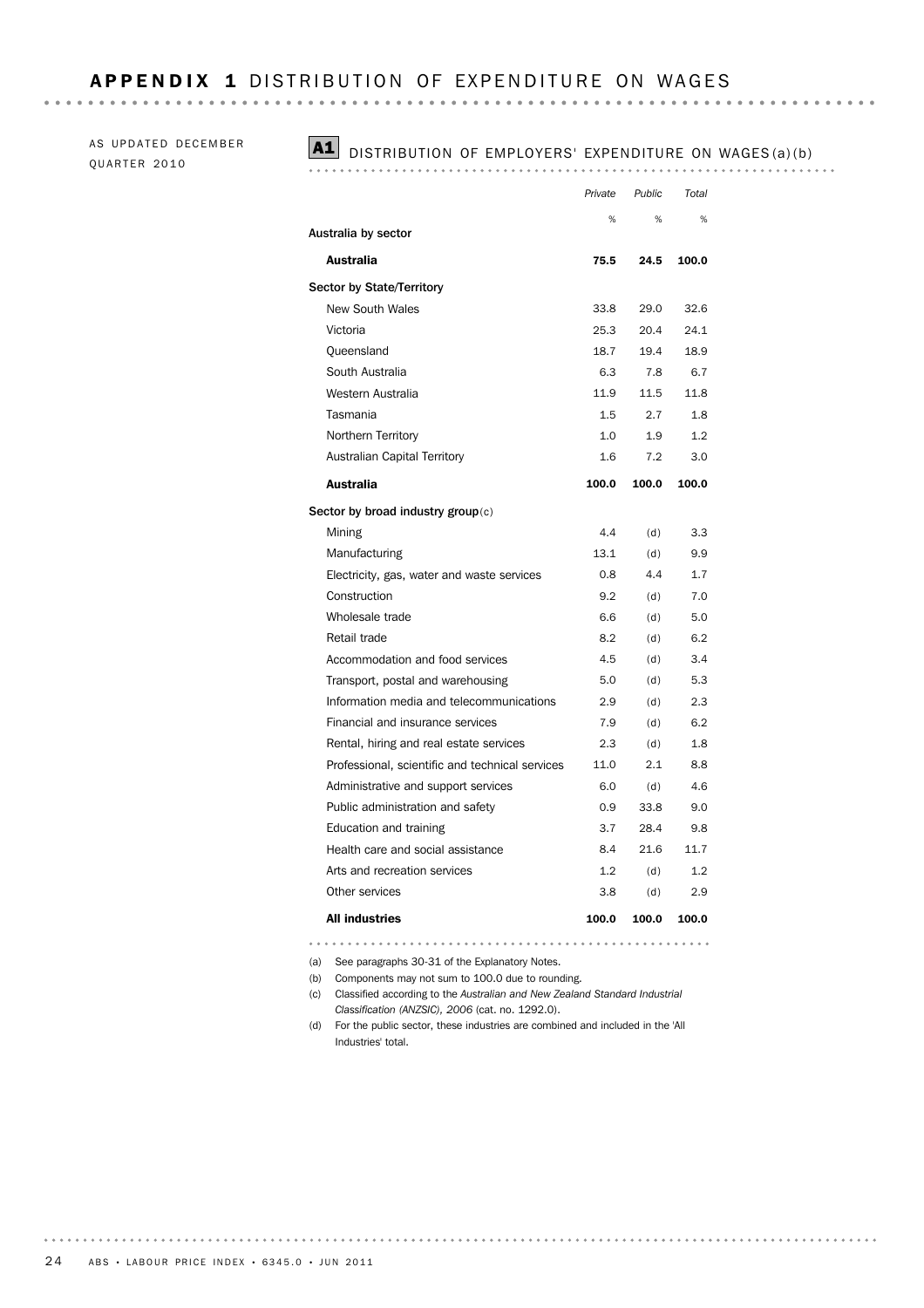# APPENDIX 1 DISTRIBUTION OF EXPENDITURE ON WAGES

AS UPDATED DECEMBER QUARTER 2010

## A1 DISTRIBUTION OF EMPLOYERS' EXPENDITURE ON WAGES(a)(b)

| | *Private* | *Public* | *Total* |
|---|---|---|---|
| | % | % | % |
| **Australia by sector** | | | |
| **Australia** | **75.5** | **24.5** | **100.0** |
| **Sector by State/Territory** | | | |
| New South Wales | 33.8 | 29.0 | 32.6 |
| Victoria | 25.3 | 20.4 | 24.1 |
| Queensland | 18.7 | 19.4 | 18.9 |
| South Australia | 6.3 | 7.8 | 6.7 |
| Western Australia | 11.9 | 11.5 | 11.8 |
| Tasmania | 1.5 | 2.7 | 1.8 |
| Northern Territory | 1.0 | 1.9 | 1.2 |
| Australian Capital Territory | 1.6 | 7.2 | 3.0 |
| **Australia** | **100.0** | **100.0** | **100.0** |
| **Sector by broad industry group**(c) | | | |
| Mining | 4.4 | (d) | 3.3 |
| Manufacturing | 13.1 | (d) | 9.9 |
| Electricity, gas, water and waste services | 0.8 | 4.4 | 1.7 |
| Construction | 9.2 | (d) | 7.0 |
| Wholesale trade | 6.6 | (d) | 5.0 |
| Retail trade | 8.2 | (d) | 6.2 |
| Accommodation and food services | 4.5 | (d) | 3.4 |
| Transport, postal and warehousing | 5.0 | (d) | 5.3 |
| Information media and telecommunications | 2.9 | (d) | 2.3 |
| Financial and insurance services | 7.9 | (d) | 6.2 |
| Rental, hiring and real estate services | 2.3 | (d) | 1.8 |
| Professional, scientific and technical services | 11.0 | 2.1 | 8.8 |
| Administrative and support services | 6.0 | (d) | 4.6 |
| Public administration and safety | 0.9 | 33.8 | 9.0 |
| Education and training | 3.7 | 28.4 | 9.8 |
| Health care and social assistance | 8.4 | 21.6 | 11.7 |
| Arts and recreation services | 1.2 | (d) | 1.2 |
| Other services | 3.8 | (d) | 2.9 |
| **All industries** | **100.0** | **100.0** | **100.0** |

(a) See paragraphs 30-31 of the Explanatory Notes.

(b) Components may not sum to 100.0 due to rounding.

(c) Classified according to the *Australian and New Zealand Standard Industrial Classification (ANZSIC), 2006* (cat. no. 1292.0).

(d) For the public sector, these industries are combined and included in the 'All Industries' total.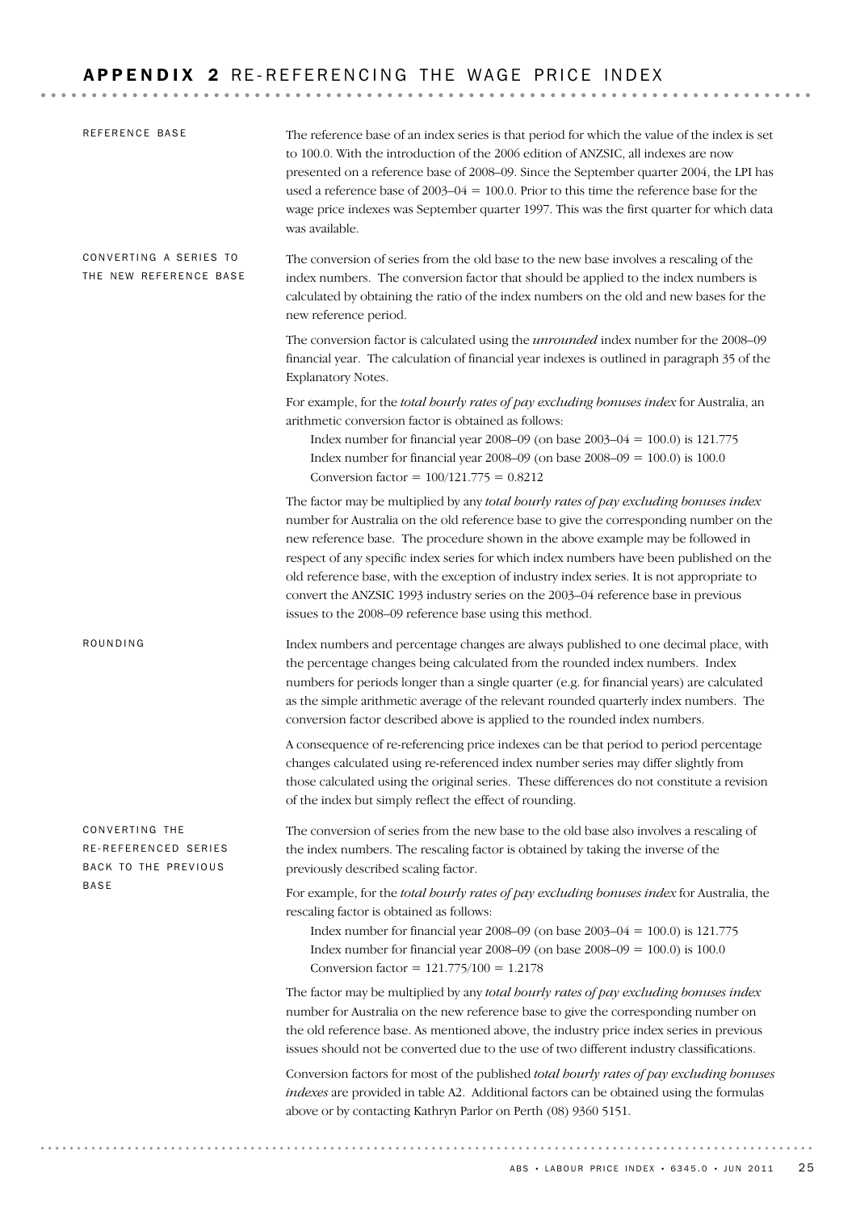# APPENDIX 2 RE-REFERENCING THE WAGE PRICE INDEX

## REFERENCE BASE

The reference base of an index series is that period for which the value of the index is set to 100.0. With the introduction of the 2006 edition of ANZSIC, all indexes are now presented on a reference base of 2008–09. Since the September quarter 2004, the LPI has used a reference base of 2003–04 = 100.0. Prior to this time the reference base for the wage price indexes was September quarter 1997. This was the first quarter for which data was available.

## CONVERTING A SERIES TO THE NEW REFERENCE BASE

The conversion of series from the old base to the new base involves a rescaling of the index numbers. The conversion factor that should be applied to the index numbers is calculated by obtaining the ratio of the index numbers on the old and new bases for the new reference period.

The conversion factor is calculated using the *unrounded* index number for the 2008–09 financial year. The calculation of financial year indexes is outlined in paragraph 35 of the Explanatory Notes.

For example, for the *total hourly rates of pay excluding bonuses index* for Australia, an arithmetic conversion factor is obtained as follows:

Index number for financial year 2008–09 (on base 2003–04 = 100.0) is 121.775
Index number for financial year 2008–09 (on base 2008–09 = 100.0) is 100.0
Conversion factor = 100/121.775 = 0.8212

The factor may be multiplied by any *total hourly rates of pay excluding bonuses index* number for Australia on the old reference base to give the corresponding number on the new reference base. The procedure shown in the above example may be followed in respect of any specific index series for which index numbers have been published on the old reference base, with the exception of industry index series. It is not appropriate to convert the ANZSIC 1993 industry series on the 2003–04 reference base in previous issues to the 2008–09 reference base using this method.

## ROUNDING

Index numbers and percentage changes are always published to one decimal place, with the percentage changes being calculated from the rounded index numbers. Index numbers for periods longer than a single quarter (e.g. for financial years) are calculated as the simple arithmetic average of the relevant rounded quarterly index numbers. The conversion factor described above is applied to the rounded index numbers.

A consequence of re-referencing price indexes can be that period to period percentage changes calculated using re-referenced index number series may differ slightly from those calculated using the original series. These differences do not constitute a revision of the index but simply reflect the effect of rounding.

## CONVERTING THE RE-REFERENCED SERIES BACK TO THE PREVIOUS BASE

The conversion of series from the new base to the old base also involves a rescaling of the index numbers. The rescaling factor is obtained by taking the inverse of the previously described scaling factor.

For example, for the *total hourly rates of pay excluding bonuses index* for Australia, the rescaling factor is obtained as follows:

Index number for financial year 2008–09 (on base 2003–04 = 100.0) is 121.775
Index number for financial year 2008–09 (on base 2008–09 = 100.0) is 100.0
Conversion factor = 121.775/100 = 1.2178

The factor may be multiplied by any *total hourly rates of pay excluding bonuses index* number for Australia on the new reference base to give the corresponding number on the old reference base. As mentioned above, the industry price index series in previous issues should not be converted due to the use of two different industry classifications.

Conversion factors for most of the published *total hourly rates of pay excluding bonuses indexes* are provided in table A2. Additional factors can be obtained using the formulas above or by contacting Kathryn Parlor on Perth (08) 9360 5151.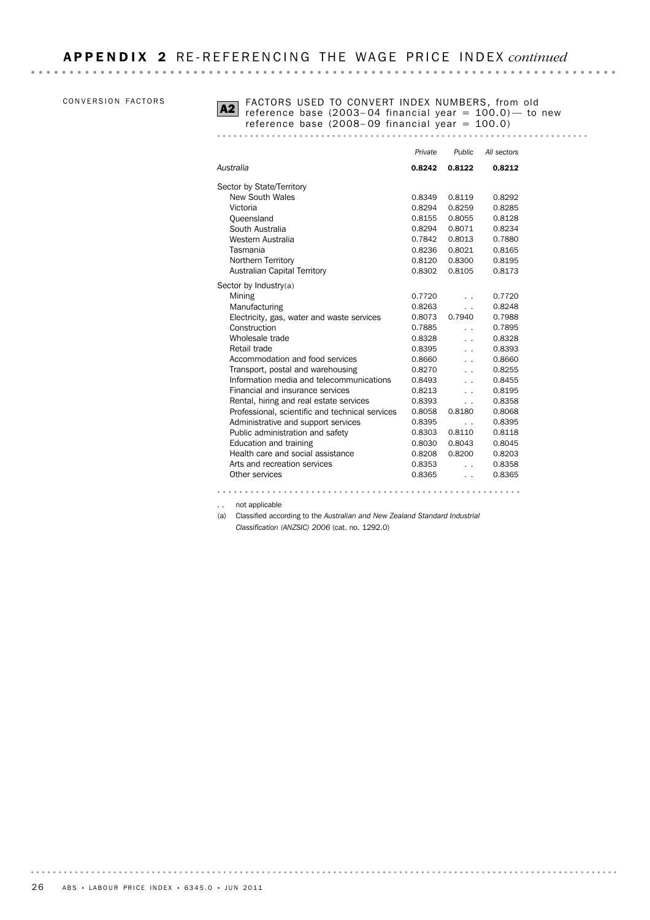## APPENDIX 2 RE-REFERENCING THE WAGE PRICE INDEX *continued*

CONVERSION FACTORS

**A2** FACTORS USED TO CONVERT INDEX NUMBERS, from old reference base (2003–04 financial year = 100.0) — to new reference base (2008–09 financial year = 100.0)

| | *Private* | *Public* | *All sectors* |
|---|---|---|---|
| *Australia* | **0.8242** | **0.8122** | **0.8212** |
| Sector by State/Territory | | | |
| New South Wales | 0.8349 | 0.8119 | 0.8292 |
| Victoria | 0.8294 | 0.8259 | 0.8285 |
| Queensland | 0.8155 | 0.8055 | 0.8128 |
| South Australia | 0.8294 | 0.8071 | 0.8234 |
| Western Australia | 0.7842 | 0.8013 | 0.7880 |
| Tasmania | 0.8236 | 0.8021 | 0.8165 |
| Northern Territory | 0.8120 | 0.8300 | 0.8195 |
| Australian Capital Territory | 0.8302 | 0.8105 | 0.8173 |
| Sector by Industry(a) | | | |
| Mining | 0.7720 | . . | 0.7720 |
| Manufacturing | 0.8263 | . . | 0.8248 |
| Electricity, gas, water and waste services | 0.8073 | 0.7940 | 0.7988 |
| Construction | 0.7885 | . . | 0.7895 |
| Wholesale trade | 0.8328 | . . | 0.8328 |
| Retail trade | 0.8395 | . . | 0.8393 |
| Accommodation and food services | 0.8660 | . . | 0.8660 |
| Transport, postal and warehousing | 0.8270 | . . | 0.8255 |
| Information media and telecommunications | 0.8493 | . . | 0.8455 |
| Financial and insurance services | 0.8213 | . . | 0.8195 |
| Rental, hiring and real estate services | 0.8393 | . . | 0.8358 |
| Professional, scientific and technical services | 0.8058 | 0.8180 | 0.8068 |
| Administrative and support services | 0.8395 | . . | 0.8395 |
| Public administration and safety | 0.8303 | 0.8110 | 0.8118 |
| Education and training | 0.8030 | 0.8043 | 0.8045 |
| Health care and social assistance | 0.8208 | 0.8200 | 0.8203 |
| Arts and recreation services | 0.8353 | . . | 0.8358 |
| Other services | 0.8365 | . . | 0.8365 |

. . not applicable

(a) Classified according to the *Australian and New Zealand Standard Industrial Classification (ANZSIC) 2006* (cat. no. 1292.0)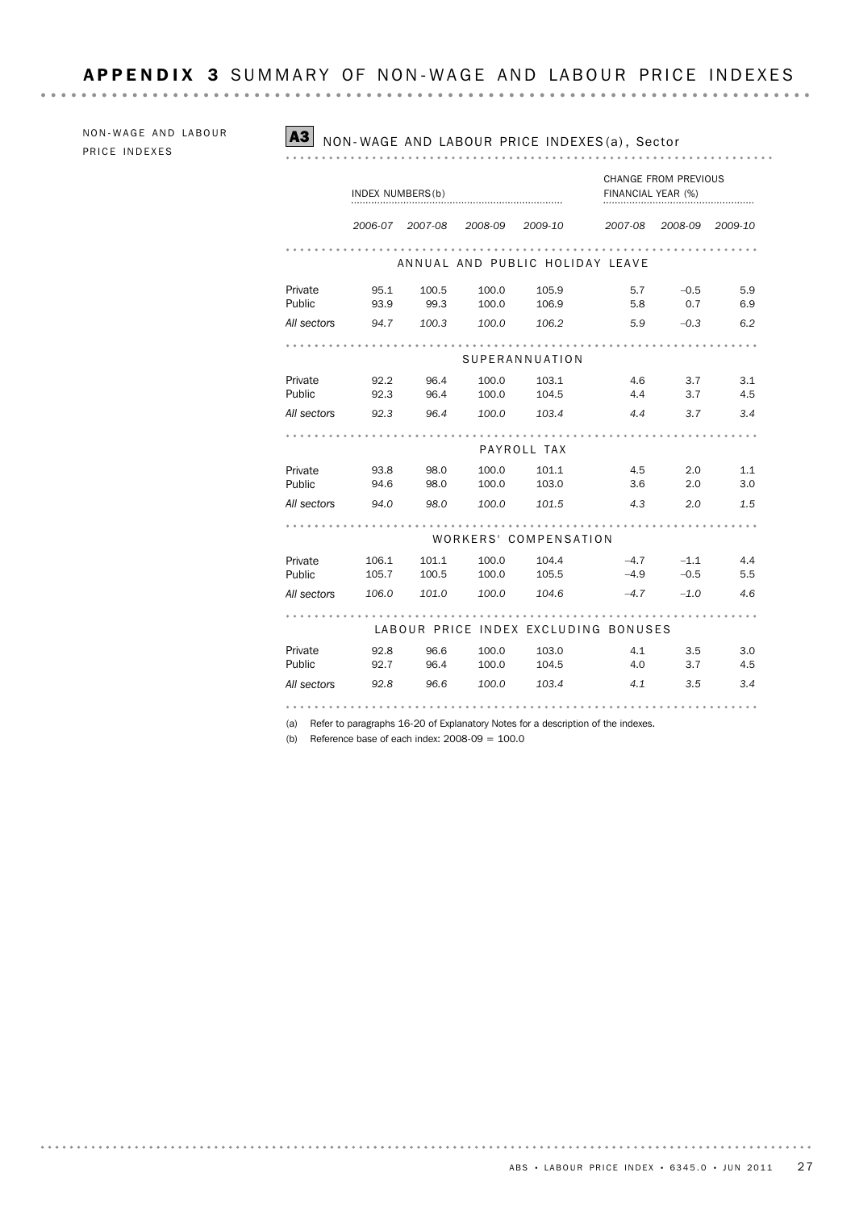# APPENDIX 3 SUMMARY OF NON-WAGE AND LABOUR PRICE INDEXES

NON-WAGE AND LABOUR PRICE INDEXES

## A3 NON-WAGE AND LABOUR PRICE INDEXES(a), Sector

| | INDEX NUMBERS(b) | | | | CHANGE FROM PREVIOUS FINANCIAL YEAR (%) | | |
|---|---|---|---|---|---|---|---|
| | *2006-07* | *2007-08* | *2008-09* | *2009-10* | *2007-08* | *2008-09* | *2009-10* |
| **ANNUAL AND PUBLIC HOLIDAY LEAVE** | | | | | | | |
| Private | 95.1 | 100.5 | 100.0 | 105.9 | 5.7 | –0.5 | 5.9 |
| Public | 93.9 | 99.3 | 100.0 | 106.9 | 5.8 | 0.7 | 6.9 |
| *All sectors* | *94.7* | *100.3* | *100.0* | *106.2* | *5.9* | *–0.3* | *6.2* |
| **SUPERANNUATION** | | | | | | | |
| Private | 92.2 | 96.4 | 100.0 | 103.1 | 4.6 | 3.7 | 3.1 |
| Public | 92.3 | 96.4 | 100.0 | 104.5 | 4.4 | 3.7 | 4.5 |
| *All sectors* | *92.3* | *96.4* | *100.0* | *103.4* | *4.4* | *3.7* | *3.4* |
| **PAYROLL TAX** | | | | | | | |
| Private | 93.8 | 98.0 | 100.0 | 101.1 | 4.5 | 2.0 | 1.1 |
| Public | 94.6 | 98.0 | 100.0 | 103.0 | 3.6 | 2.0 | 3.0 |
| *All sectors* | *94.0* | *98.0* | *100.0* | *101.5* | *4.3* | *2.0* | *1.5* |
| **WORKERS' COMPENSATION** | | | | | | | |
| Private | 106.1 | 101.1 | 100.0 | 104.4 | –4.7 | –1.1 | 4.4 |
| Public | 105.7 | 100.5 | 100.0 | 105.5 | –4.9 | –0.5 | 5.5 |
| *All sectors* | *106.0* | *101.0* | *100.0* | *104.6* | *–4.7* | *–1.0* | *4.6* |
| **LABOUR PRICE INDEX EXCLUDING BONUSES** | | | | | | | |
| Private | 92.8 | 96.6 | 100.0 | 103.0 | 4.1 | 3.5 | 3.0 |
| Public | 92.7 | 96.4 | 100.0 | 104.5 | 4.0 | 3.7 | 4.5 |
| *All sectors* | *92.8* | *96.6* | *100.0* | *103.4* | *4.1* | *3.5* | *3.4* |

(a) Refer to paragraphs 16-20 of Explanatory Notes for a description of the indexes.

(b) Reference base of each index: 2008-09 = 100.0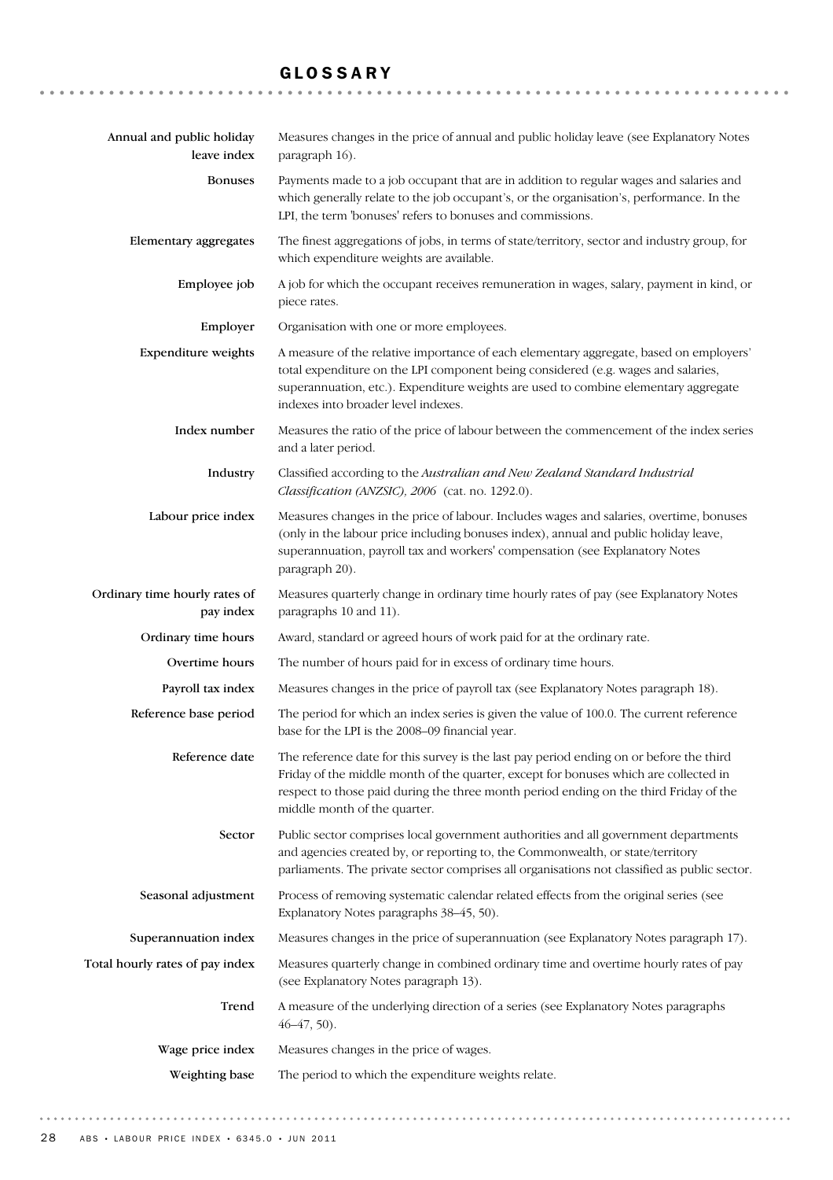# GLOSSARY

**Annual and public holiday leave index**
Measures changes in the price of annual and public holiday leave (see Explanatory Notes paragraph 16).

**Bonuses**
Payments made to a job occupant that are in addition to regular wages and salaries and which generally relate to the job occupant's, or the organisation's, performance. In the LPI, the term 'bonuses' refers to bonuses and commissions.

**Elementary aggregates**
The finest aggregations of jobs, in terms of state/territory, sector and industry group, for which expenditure weights are available.

**Employee job**
A job for which the occupant receives remuneration in wages, salary, payment in kind, or piece rates.

**Employer**
Organisation with one or more employees.

**Expenditure weights**
A measure of the relative importance of each elementary aggregate, based on employers' total expenditure on the LPI component being considered (e.g. wages and salaries, superannuation, etc.). Expenditure weights are used to combine elementary aggregate indexes into broader level indexes.

**Index number**
Measures the ratio of the price of labour between the commencement of the index series and a later period.

**Industry**
Classified according to the *Australian and New Zealand Standard Industrial Classification (ANZSIC), 2006* (cat. no. 1292.0).

**Labour price index**
Measures changes in the price of labour. Includes wages and salaries, overtime, bonuses (only in the labour price including bonuses index), annual and public holiday leave, superannuation, payroll tax and workers' compensation (see Explanatory Notes paragraph 20).

**Ordinary time hourly rates of pay index**
Measures quarterly change in ordinary time hourly rates of pay (see Explanatory Notes paragraphs 10 and 11).

**Ordinary time hours**
Award, standard or agreed hours of work paid for at the ordinary rate.

**Overtime hours**
The number of hours paid for in excess of ordinary time hours.

**Payroll tax index**
Measures changes in the price of payroll tax (see Explanatory Notes paragraph 18).

**Reference base period**
The period for which an index series is given the value of 100.0. The current reference base for the LPI is the 2008–09 financial year.

**Reference date**
The reference date for this survey is the last pay period ending on or before the third Friday of the middle month of the quarter, except for bonuses which are collected in respect to those paid during the three month period ending on the third Friday of the middle month of the quarter.

**Sector**
Public sector comprises local government authorities and all government departments and agencies created by, or reporting to, the Commonwealth, or state/territory parliaments. The private sector comprises all organisations not classified as public sector.

**Seasonal adjustment**
Process of removing systematic calendar related effects from the original series (see Explanatory Notes paragraphs 38–45, 50).

**Superannuation index**
Measures changes in the price of superannuation (see Explanatory Notes paragraph 17).

**Total hourly rates of pay index**
Measures quarterly change in combined ordinary time and overtime hourly rates of pay (see Explanatory Notes paragraph 13).

**Trend**
A measure of the underlying direction of a series (see Explanatory Notes paragraphs 46–47, 50).

**Wage price index**
Measures changes in the price of wages.

**Weighting base**
The period to which the expenditure weights relate.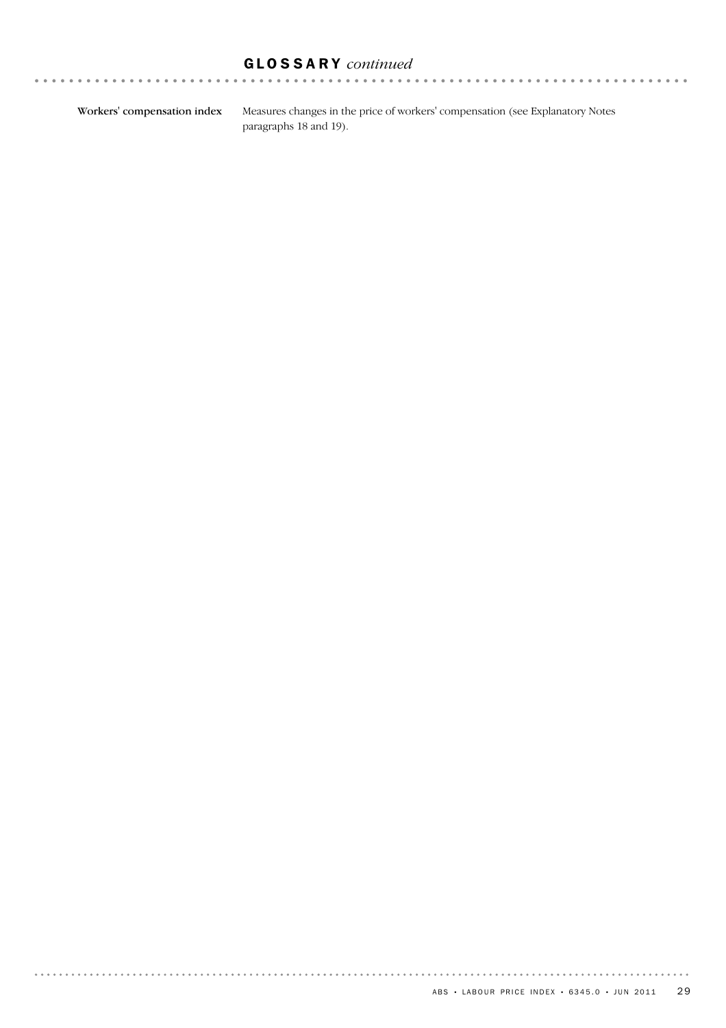## GLOSSARY *continued*

**Workers' compensation index** Measures changes in the price of workers' compensation (see Explanatory Notes paragraphs 18 and 19).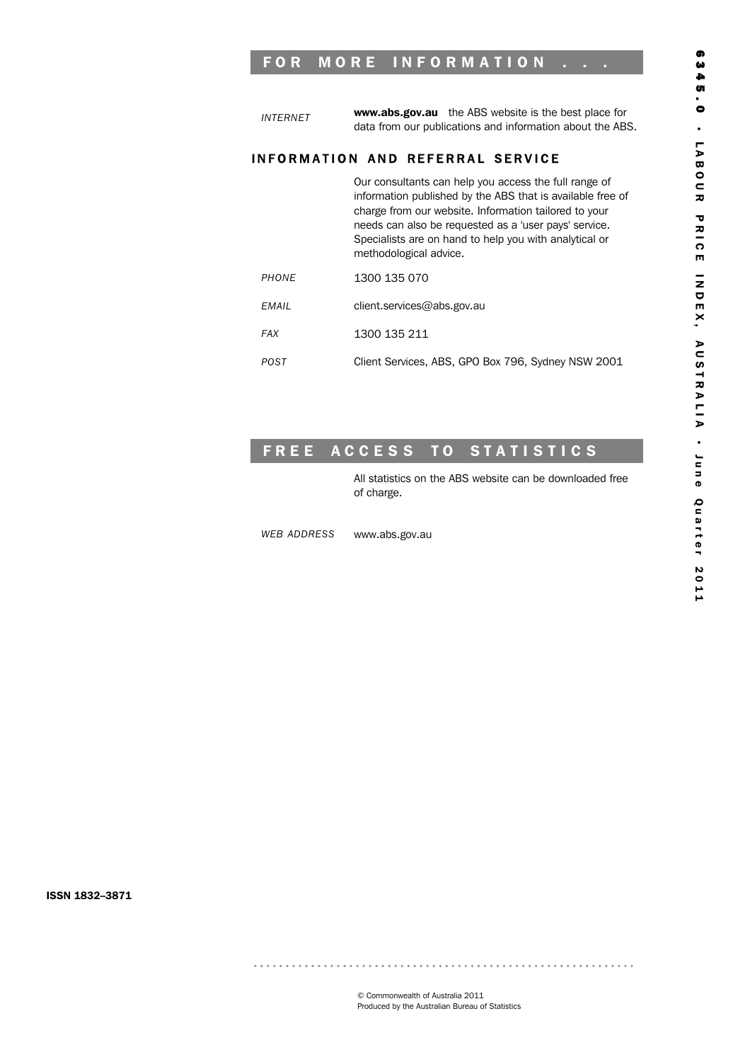## FOR MORE INFORMATION . . .

| | |
|---|---|
| *INTERNET* | **www.abs.gov.au** the ABS website is the best place for data from our publications and information about the ABS. |

## INFORMATION AND REFERRAL SERVICE

Our consultants can help you access the full range of information published by the ABS that is available free of charge from our website. Information tailored to your needs can also be requested as a 'user pays' service. Specialists are on hand to help you with analytical or methodological advice.

| | |
|---|---|
| *PHONE* | 1300 135 070 |
| *EMAIL* | client.services@abs.gov.au |
| *FAX* | 1300 135 211 |
| *POST* | Client Services, ABS, GPO Box 796, Sydney NSW 2001 |

## FREE ACCESS TO STATISTICS

All statistics on the ABS website can be downloaded free of charge.

| | |
|---|---|
| *WEB ADDRESS* | www.abs.gov.au |

**ISSN 1832–3871**

© Commonwealth of Australia 2011
Produced by the Australian Bureau of Statistics